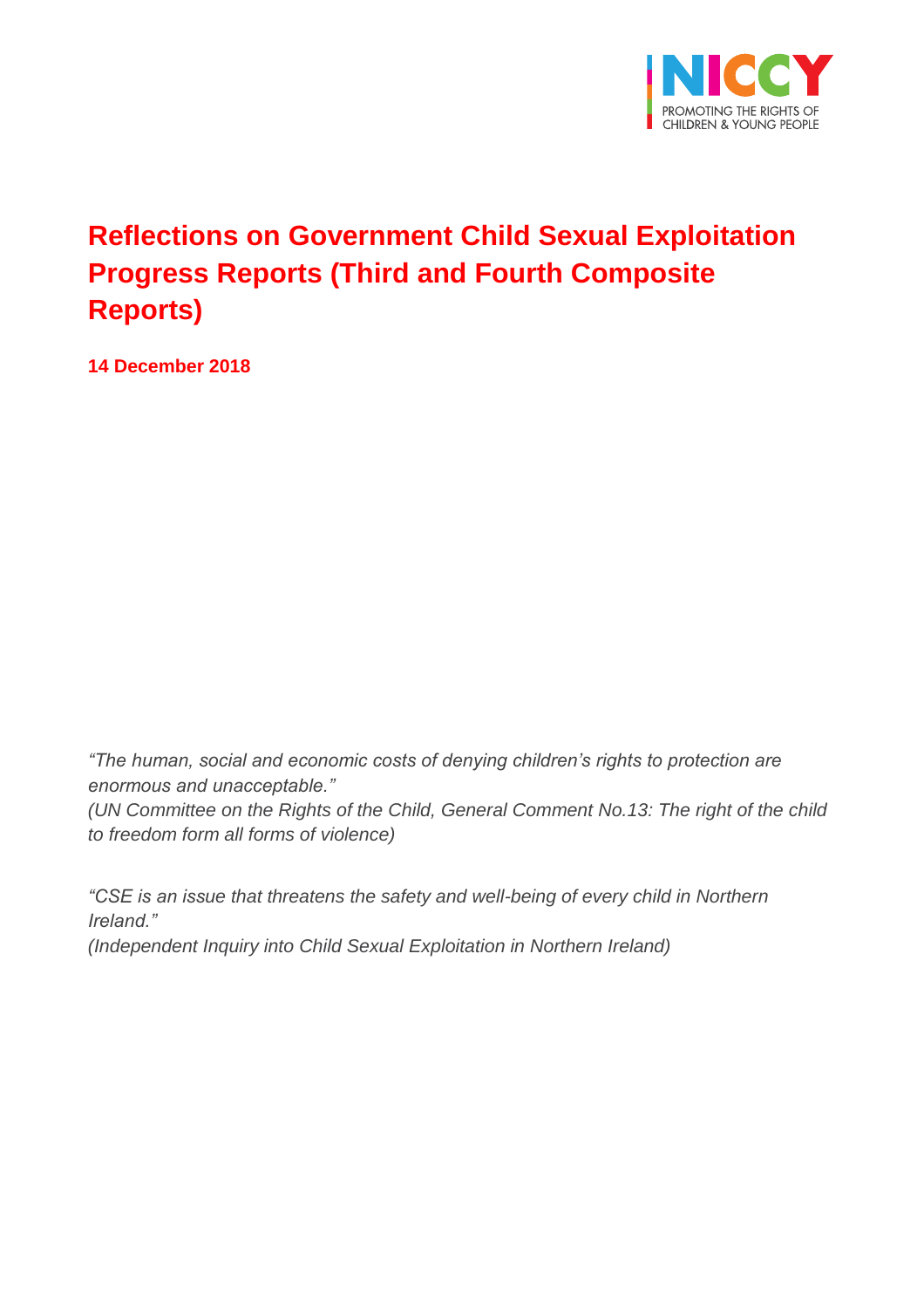# Reflections on Government Child Sexual Exploitation Progress Reports (Third and Fourth Composite Reports)

**14 December 2018**

*"The human, social and economic costs of denying children's rights to protection are enormous and unacceptable."*
*(UN Committee on the Rights of the Child, General Comment No.13: The right of the child to freedom form all forms of violence)*

*"CSE is an issue that threatens the safety and well-being of every child in Northern Ireland."*
*(Independent Inquiry into Child Sexual Exploitation in Northern Ireland)*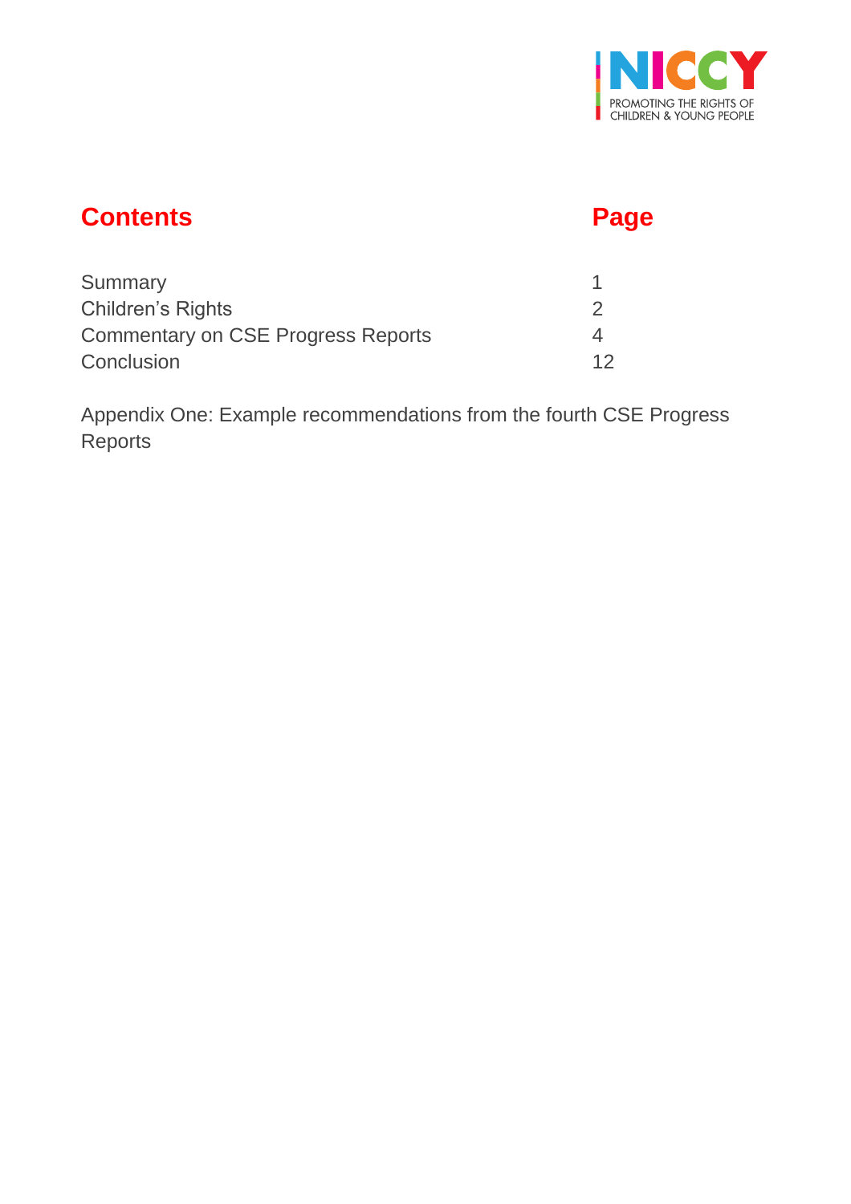## Contents

| Contents | Page |
|---|---|
| Summary | 1 |
| Children's Rights | 2 |
| Commentary on CSE Progress Reports | 4 |
| Conclusion | 12 |

Appendix One: Example recommendations from the fourth CSE Progress Reports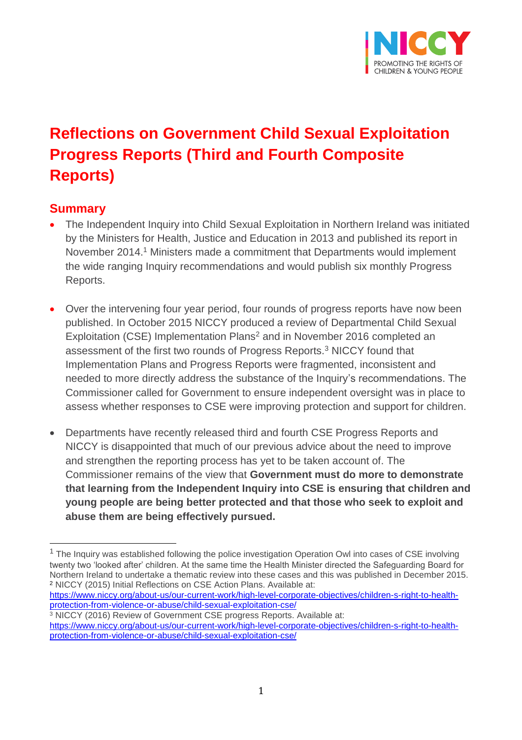# Reflections on Government Child Sexual Exploitation Progress Reports (Third and Fourth Composite Reports)

## Summary

- The Independent Inquiry into Child Sexual Exploitation in Northern Ireland was initiated by the Ministers for Health, Justice and Education in 2013 and published its report in November 2014.[1] Ministers made a commitment that Departments would implement the wide ranging Inquiry recommendations and would publish six monthly Progress Reports.

- Over the intervening four year period, four rounds of progress reports have now been published. In October 2015 NICCY produced a review of Departmental Child Sexual Exploitation (CSE) Implementation Plans[2] and in November 2016 completed an assessment of the first two rounds of Progress Reports.[3] NICCY found that Implementation Plans and Progress Reports were fragmented, inconsistent and needed to more directly address the substance of the Inquiry's recommendations. The Commissioner called for Government to ensure independent oversight was in place to assess whether responses to CSE were improving protection and support for children.

- Departments have recently released third and fourth CSE Progress Reports and NICCY is disappointed that much of our previous advice about the need to improve and strengthen the reporting process has yet to be taken account of. The Commissioner remains of the view that **Government must do more to demonstrate that learning from the Independent Inquiry into CSE is ensuring that children and young people are being better protected and that those who seek to exploit and abuse them are being effectively pursued.**

---

[1] The Inquiry was established following the police investigation Operation Owl into cases of CSE involving twenty two 'looked after' children. At the same time the Health Minister directed the Safeguarding Board for Northern Ireland to undertake a thematic review into these cases and this was published in December 2015.

[2] NICCY (2015) Initial Reflections on CSE Action Plans. Available at: https://www.niccy.org/about-us/our-current-work/high-level-corporate-objectives/childrens-s-right-to-health-protection-from-violence-or-abuse/child-sexual-exploitation-cse/

[3] NICCY (2016) Review of Government CSE progress Reports. Available at: https://www.niccy.org/about-us/our-current-work/high-level-corporate-objectives/childrens-s-right-to-health-protection-from-violence-or-abuse/child-sexual-exploitation-cse/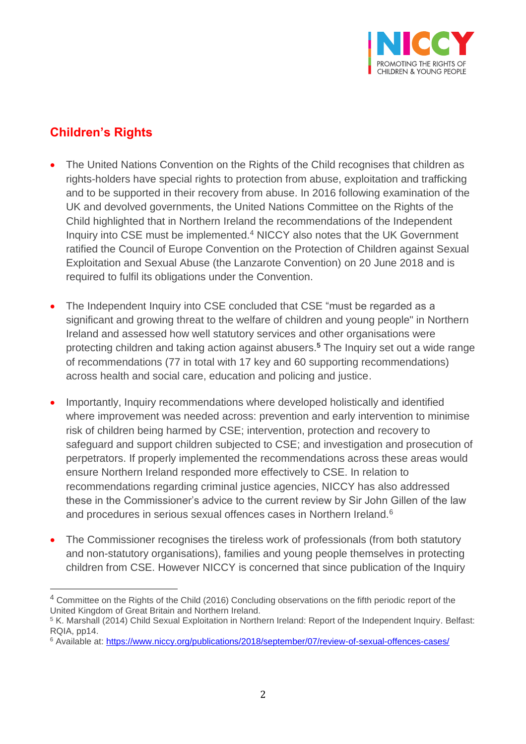## Children's Rights

- The United Nations Convention on the Rights of the Child recognises that children as rights-holders have special rights to protection from abuse, exploitation and trafficking and to be supported in their recovery from abuse. In 2016 following examination of the UK and devolved governments, the United Nations Committee on the Rights of the Child highlighted that in Northern Ireland the recommendations of the Independent Inquiry into CSE must be implemented.[4] NICCY also notes that the UK Government ratified the Council of Europe Convention on the Protection of Children against Sexual Exploitation and Sexual Abuse (the Lanzarote Convention) on 20 June 2018 and is required to fulfil its obligations under the Convention.

- The Independent Inquiry into CSE concluded that CSE "must be regarded as a significant and growing threat to the welfare of children and young people" in Northern Ireland and assessed how well statutory services and other organisations were protecting children and taking action against abusers.[5] The Inquiry set out a wide range of recommendations (77 in total with 17 key and 60 supporting recommendations) across health and social care, education and policing and justice.

- Importantly, Inquiry recommendations where developed holistically and identified where improvement was needed across: prevention and early intervention to minimise risk of children being harmed by CSE; intervention, protection and recovery to safeguard and support children subjected to CSE; and investigation and prosecution of perpetrators. If properly implemented the recommendations across these areas would ensure Northern Ireland responded more effectively to CSE. In relation to recommendations regarding criminal justice agencies, NICCY has also addressed these in the Commissioner's advice to the current review by Sir John Gillen of the law and procedures in serious sexual offences cases in Northern Ireland.[6]

- The Commissioner recognises the tireless work of professionals (from both statutory and non-statutory organisations), families and young people themselves in protecting children from CSE. However NICCY is concerned that since publication of the Inquiry

---

[4] Committee on the Rights of the Child (2016) Concluding observations on the fifth periodic report of the United Kingdom of Great Britain and Northern Ireland.

[5] K. Marshall (2014) Child Sexual Exploitation in Northern Ireland: Report of the Independent Inquiry. Belfast: RQIA, pp14.

[6] Available at: https://www.niccy.org/publications/2018/september/07/review-of-sexual-offences-cases/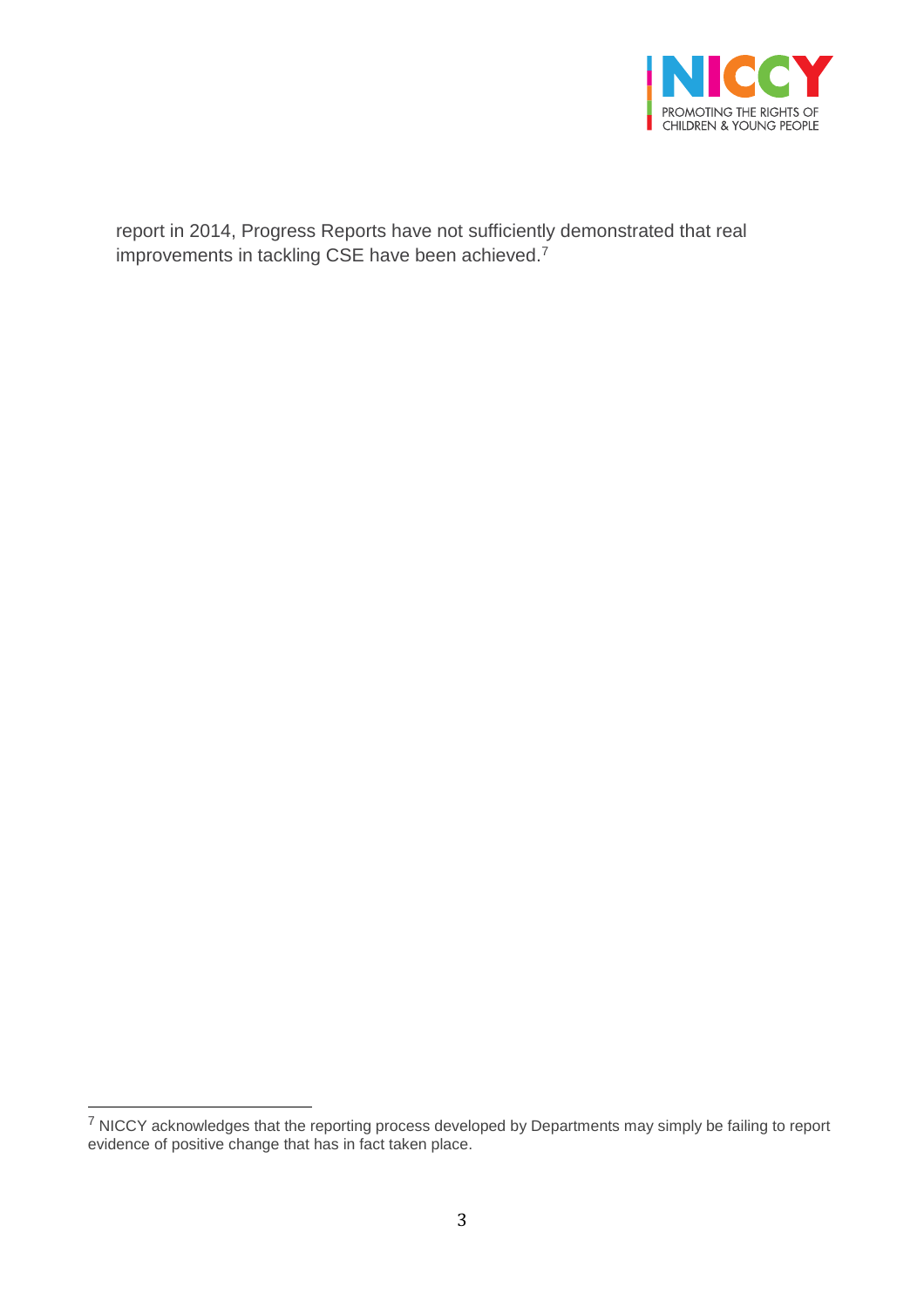report in 2014, Progress Reports have not sufficiently demonstrated that real improvements in tackling CSE have been achieved.[7]

[7] NICCY acknowledges that the reporting process developed by Departments may simply be failing to report evidence of positive change that has in fact taken place.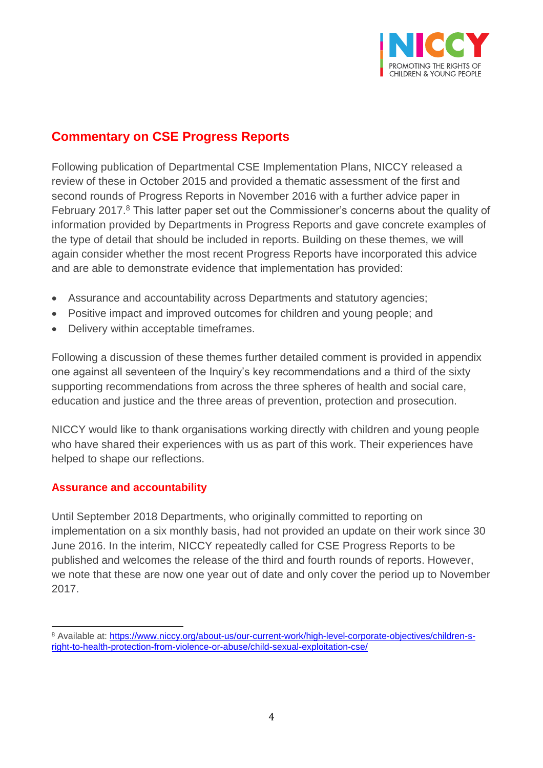## Commentary on CSE Progress Reports

Following publication of Departmental CSE Implementation Plans, NICCY released a review of these in October 2015 and provided a thematic assessment of the first and second rounds of Progress Reports in November 2016 with a further advice paper in February 2017.[8] This latter paper set out the Commissioner's concerns about the quality of information provided by Departments in Progress Reports and gave concrete examples of the type of detail that should be included in reports. Building on these themes, we will again consider whether the most recent Progress Reports have incorporated this advice and are able to demonstrate evidence that implementation has provided:

- Assurance and accountability across Departments and statutory agencies;
- Positive impact and improved outcomes for children and young people; and
- Delivery within acceptable timeframes.

Following a discussion of these themes further detailed comment is provided in appendix one against all seventeen of the Inquiry's key recommendations and a third of the sixty supporting recommendations from across the three spheres of health and social care, education and justice and the three areas of prevention, protection and prosecution.

NICCY would like to thank organisations working directly with children and young people who have shared their experiences with us as part of this work. Their experiences have helped to shape our reflections.

### Assurance and accountability

Until September 2018 Departments, who originally committed to reporting on implementation on a six monthly basis, had not provided an update on their work since 30 June 2016. In the interim, NICCY repeatedly called for CSE Progress Reports to be published and welcomes the release of the third and fourth rounds of reports. However, we note that these are now one year out of date and only cover the period up to November 2017.

---

[8] Available at: https://www.niccy.org/about-us/our-current-work/high-level-corporate-objectives/children-s-right-to-health-protection-from-violence-or-abuse/child-sexual-exploitation-cse/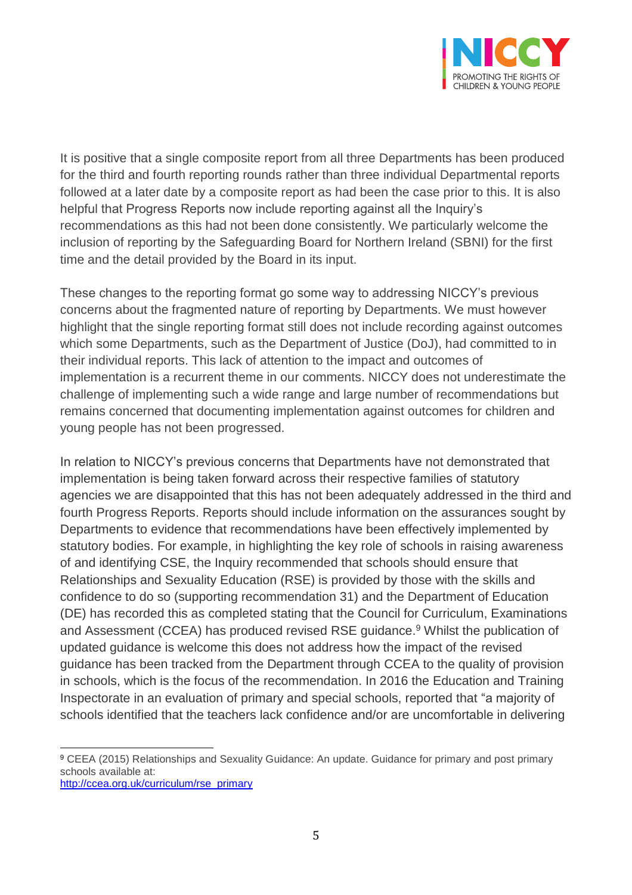It is positive that a single composite report from all three Departments has been produced for the third and fourth reporting rounds rather than three individual Departmental reports followed at a later date by a composite report as had been the case prior to this. It is also helpful that Progress Reports now include reporting against all the Inquiry's recommendations as this had not been done consistently. We particularly welcome the inclusion of reporting by the Safeguarding Board for Northern Ireland (SBNI) for the first time and the detail provided by the Board in its input.

These changes to the reporting format go some way to addressing NICCY's previous concerns about the fragmented nature of reporting by Departments. We must however highlight that the single reporting format still does not include recording against outcomes which some Departments, such as the Department of Justice (DoJ), had committed to in their individual reports. This lack of attention to the impact and outcomes of implementation is a recurrent theme in our comments. NICCY does not underestimate the challenge of implementing such a wide range and large number of recommendations but remains concerned that documenting implementation against outcomes for children and young people has not been progressed.

In relation to NICCY's previous concerns that Departments have not demonstrated that implementation is being taken forward across their respective families of statutory agencies we are disappointed that this has not been adequately addressed in the third and fourth Progress Reports. Reports should include information on the assurances sought by Departments to evidence that recommendations have been effectively implemented by statutory bodies. For example, in highlighting the key role of schools in raising awareness of and identifying CSE, the Inquiry recommended that schools should ensure that Relationships and Sexuality Education (RSE) is provided by those with the skills and confidence to do so (supporting recommendation 31) and the Department of Education (DE) has recorded this as completed stating that the Council for Curriculum, Examinations and Assessment (CCEA) has produced revised RSE guidance.[9] Whilst the publication of updated guidance is welcome this does not address how the impact of the revised guidance has been tracked from the Department through CCEA to the quality of provision in schools, which is the focus of the recommendation. In 2016 the Education and Training Inspectorate in an evaluation of primary and special schools, reported that "a majority of schools identified that the teachers lack confidence and/or are uncomfortable in delivering

[9] CEEA (2015) Relationships and Sexuality Guidance: An update. Guidance for primary and post primary schools available at: http://ccea.org.uk/curriculum/rse_primary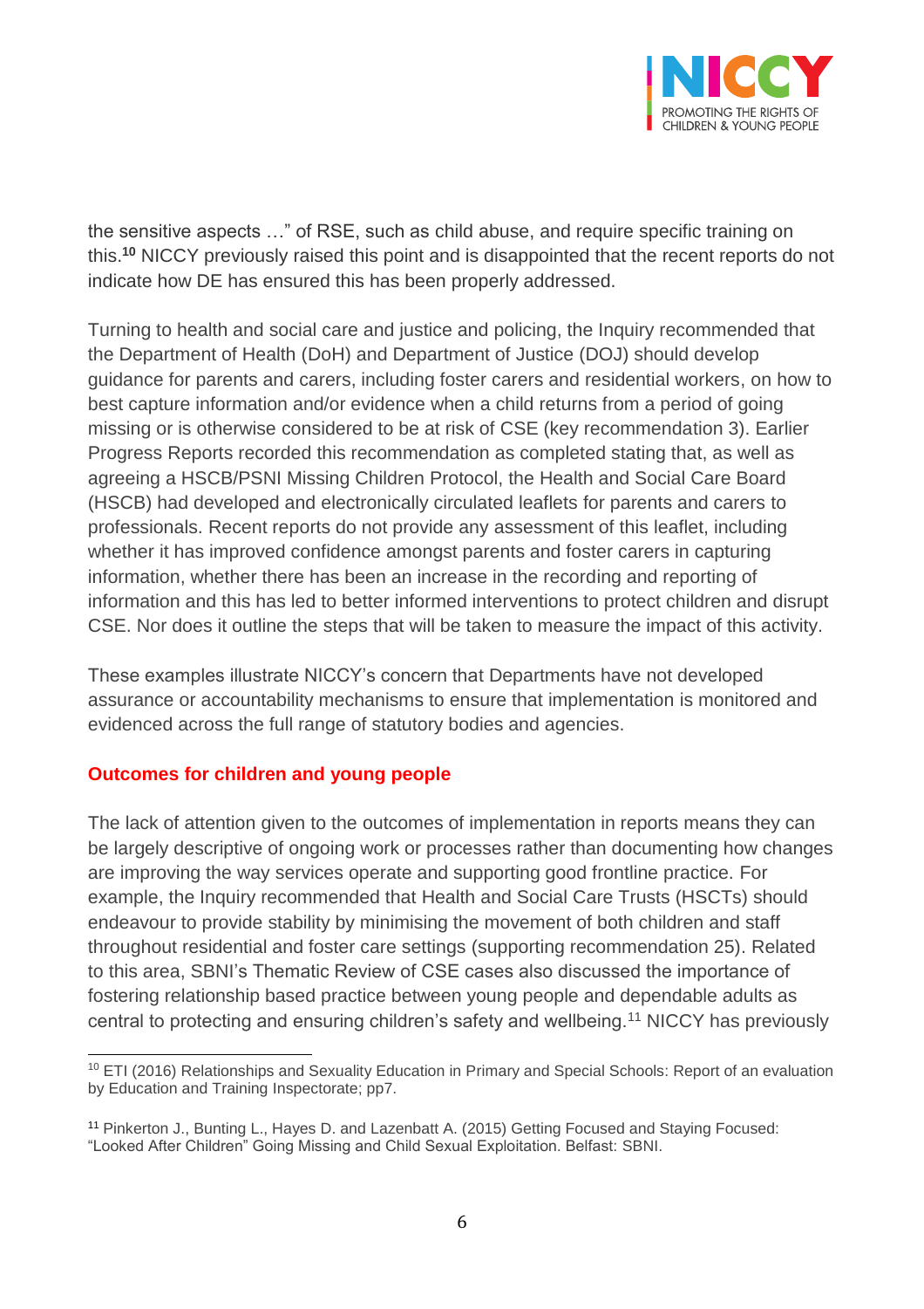the sensitive aspects …" of RSE, such as child abuse, and require specific training on this.[10] NICCY previously raised this point and is disappointed that the recent reports do not indicate how DE has ensured this has been properly addressed.

Turning to health and social care and justice and policing, the Inquiry recommended that the Department of Health (DoH) and Department of Justice (DOJ) should develop guidance for parents and carers, including foster carers and residential workers, on how to best capture information and/or evidence when a child returns from a period of going missing or is otherwise considered to be at risk of CSE (key recommendation 3). Earlier Progress Reports recorded this recommendation as completed stating that, as well as agreeing a HSCB/PSNI Missing Children Protocol, the Health and Social Care Board (HSCB) had developed and electronically circulated leaflets for parents and carers to professionals. Recent reports do not provide any assessment of this leaflet, including whether it has improved confidence amongst parents and foster carers in capturing information, whether there has been an increase in the recording and reporting of information and this has led to better informed interventions to protect children and disrupt CSE. Nor does it outline the steps that will be taken to measure the impact of this activity.

These examples illustrate NICCY's concern that Departments have not developed assurance or accountability mechanisms to ensure that implementation is monitored and evidenced across the full range of statutory bodies and agencies.

## Outcomes for children and young people

The lack of attention given to the outcomes of implementation in reports means they can be largely descriptive of ongoing work or processes rather than documenting how changes are improving the way services operate and supporting good frontline practice. For example, the Inquiry recommended that Health and Social Care Trusts (HSCTs) should endeavour to provide stability by minimising the movement of both children and staff throughout residential and foster care settings (supporting recommendation 25). Related to this area, SBNI's Thematic Review of CSE cases also discussed the importance of fostering relationship based practice between young people and dependable adults as central to protecting and ensuring children's safety and wellbeing.[11] NICCY has previously

---

[10] ETI (2016) Relationships and Sexuality Education in Primary and Special Schools: Report of an evaluation by Education and Training Inspectorate; pp7.

[11] Pinkerton J., Bunting L., Hayes D. and Lazenbatt A. (2015) Getting Focused and Staying Focused: "Looked After Children" Going Missing and Child Sexual Exploitation. Belfast: SBNI.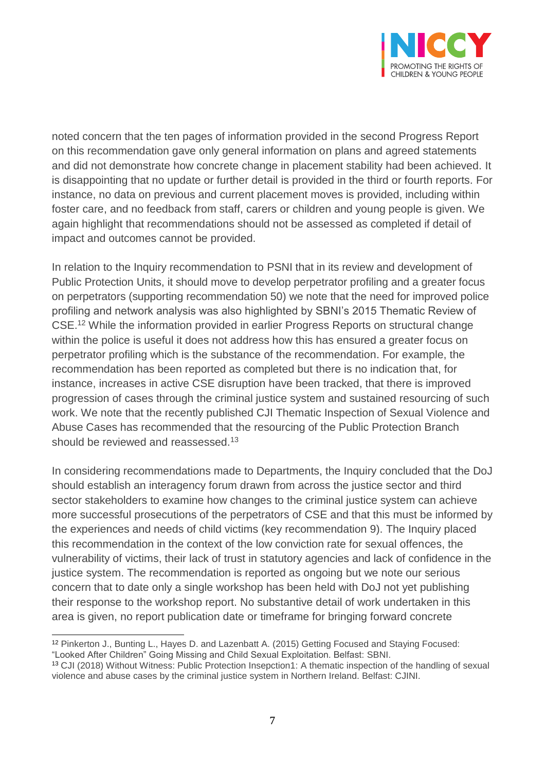noted concern that the ten pages of information provided in the second Progress Report on this recommendation gave only general information on plans and agreed statements and did not demonstrate how concrete change in placement stability had been achieved. It is disappointing that no update or further detail is provided in the third or fourth reports. For instance, no data on previous and current placement moves is provided, including within foster care, and no feedback from staff, carers or children and young people is given. We again highlight that recommendations should not be assessed as completed if detail of impact and outcomes cannot be provided.

In relation to the Inquiry recommendation to PSNI that in its review and development of Public Protection Units, it should move to develop perpetrator profiling and a greater focus on perpetrators (supporting recommendation 50) we note that the need for improved police profiling and network analysis was also highlighted by SBNI's 2015 Thematic Review of CSE.[12] While the information provided in earlier Progress Reports on structural change within the police is useful it does not address how this has ensured a greater focus on perpetrator profiling which is the substance of the recommendation. For example, the recommendation has been reported as completed but there is no indication that, for instance, increases in active CSE disruption have been tracked, that there is improved progression of cases through the criminal justice system and sustained resourcing of such work. We note that the recently published CJI Thematic Inspection of Sexual Violence and Abuse Cases has recommended that the resourcing of the Public Protection Branch should be reviewed and reassessed.[13]

In considering recommendations made to Departments, the Inquiry concluded that the DoJ should establish an interagency forum drawn from across the justice sector and third sector stakeholders to examine how changes to the criminal justice system can achieve more successful prosecutions of the perpetrators of CSE and that this must be informed by the experiences and needs of child victims (key recommendation 9). The Inquiry placed this recommendation in the context of the low conviction rate for sexual offences, the vulnerability of victims, their lack of trust in statutory agencies and lack of confidence in the justice system. The recommendation is reported as ongoing but we note our serious concern that to date only a single workshop has been held with DoJ not yet publishing their response to the workshop report. No substantive detail of work undertaken in this area is given, no report publication date or timeframe for bringing forward concrete

---

[12] Pinkerton J., Bunting L., Hayes D. and Lazenbatt A. (2015) Getting Focused and Staying Focused: "Looked After Children" Going Missing and Child Sexual Exploitation. Belfast: SBNI.

[13] CJI (2018) Without Witness: Public Protection Insepction1: A thematic inspection of the handling of sexual violence and abuse cases by the criminal justice system in Northern Ireland. Belfast: CJINI.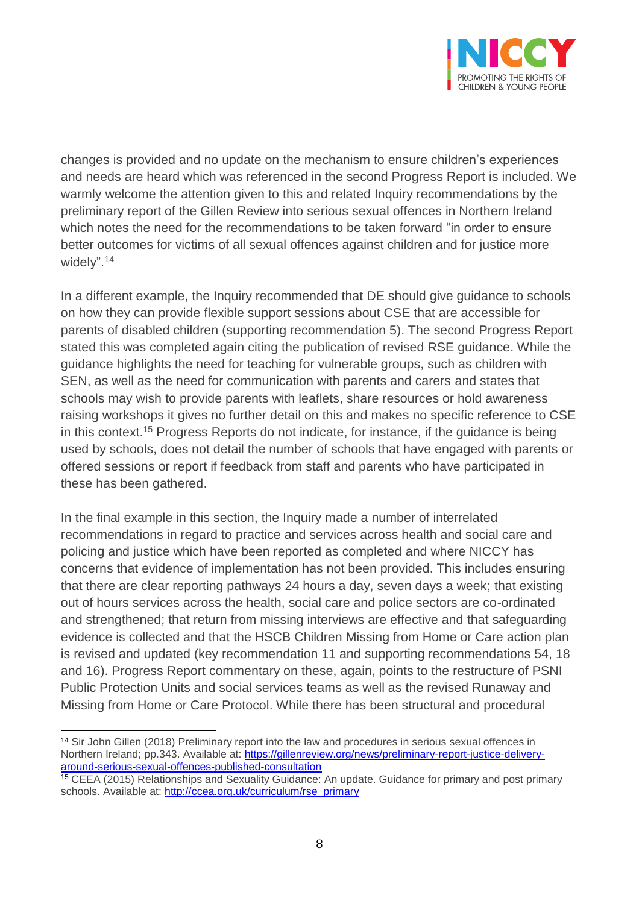changes is provided and no update on the mechanism to ensure children's experiences and needs are heard which was referenced in the second Progress Report is included. We warmly welcome the attention given to this and related Inquiry recommendations by the preliminary report of the Gillen Review into serious sexual offences in Northern Ireland which notes the need for the recommendations to be taken forward "in order to ensure better outcomes for victims of all sexual offences against children and for justice more widely".[14]

In a different example, the Inquiry recommended that DE should give guidance to schools on how they can provide flexible support sessions about CSE that are accessible for parents of disabled children (supporting recommendation 5). The second Progress Report stated this was completed again citing the publication of revised RSE guidance. While the guidance highlights the need for teaching for vulnerable groups, such as children with SEN, as well as the need for communication with parents and carers and states that schools may wish to provide parents with leaflets, share resources or hold awareness raising workshops it gives no further detail on this and makes no specific reference to CSE in this context.[15] Progress Reports do not indicate, for instance, if the guidance is being used by schools, does not detail the number of schools that have engaged with parents or offered sessions or report if feedback from staff and parents who have participated in these has been gathered.

In the final example in this section, the Inquiry made a number of interrelated recommendations in regard to practice and services across health and social care and policing and justice which have been reported as completed and where NICCY has concerns that evidence of implementation has not been provided. This includes ensuring that there are clear reporting pathways 24 hours a day, seven days a week; that existing out of hours services across the health, social care and police sectors are co-ordinated and strengthened; that return from missing interviews are effective and that safeguarding evidence is collected and that the HSCB Children Missing from Home or Care action plan is revised and updated (key recommendation 11 and supporting recommendations 54, 18 and 16). Progress Report commentary on these, again, points to the restructure of PSNI Public Protection Units and social services teams as well as the revised Runaway and Missing from Home or Care Protocol. While there has been structural and procedural

---

[14] Sir John Gillen (2018) Preliminary report into the law and procedures in serious sexual offences in Northern Ireland; pp.343. Available at: https://gillenreview.org/news/preliminary-report-justice-delivery-around-serious-sexual-offences-published-consultation

[15] CEEA (2015) Relationships and Sexuality Guidance: An update. Guidance for primary and post primary schools. Available at: http://ccea.org.uk/curriculum/rse_primary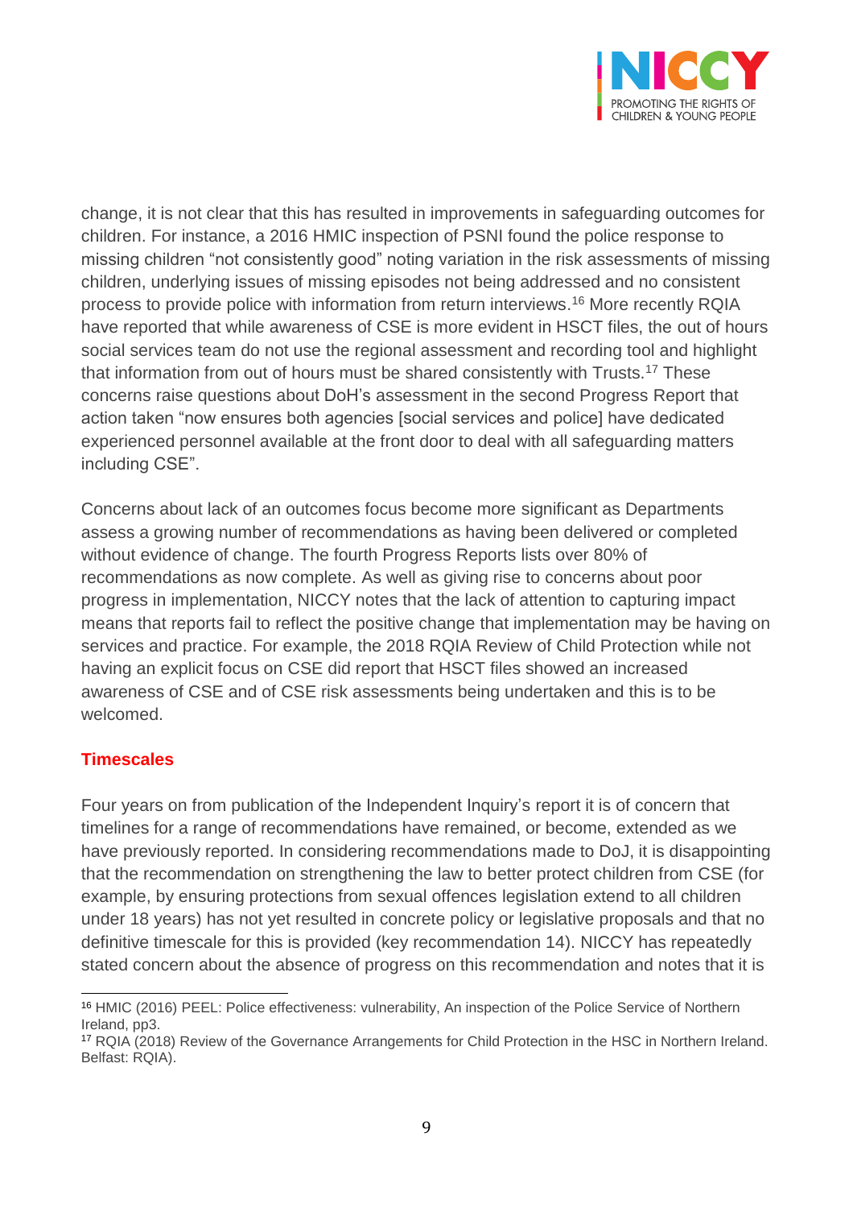change, it is not clear that this has resulted in improvements in safeguarding outcomes for children. For instance, a 2016 HMIC inspection of PSNI found the police response to missing children "not consistently good" noting variation in the risk assessments of missing children, underlying issues of missing episodes not being addressed and no consistent process to provide police with information from return interviews.[16] More recently RQIA have reported that while awareness of CSE is more evident in HSCT files, the out of hours social services team do not use the regional assessment and recording tool and highlight that information from out of hours must be shared consistently with Trusts.[17] These concerns raise questions about DoH's assessment in the second Progress Report that action taken "now ensures both agencies [social services and police] have dedicated experienced personnel available at the front door to deal with all safeguarding matters including CSE".

Concerns about lack of an outcomes focus become more significant as Departments assess a growing number of recommendations as having been delivered or completed without evidence of change. The fourth Progress Reports lists over 80% of recommendations as now complete. As well as giving rise to concerns about poor progress in implementation, NICCY notes that the lack of attention to capturing impact means that reports fail to reflect the positive change that implementation may be having on services and practice. For example, the 2018 RQIA Review of Child Protection while not having an explicit focus on CSE did report that HSCT files showed an increased awareness of CSE and of CSE risk assessments being undertaken and this is to be welcomed.

## Timescales

Four years on from publication of the Independent Inquiry's report it is of concern that timelines for a range of recommendations have remained, or become, extended as we have previously reported. In considering recommendations made to DoJ, it is disappointing that the recommendation on strengthening the law to better protect children from CSE (for example, by ensuring protections from sexual offences legislation extend to all children under 18 years) has not yet resulted in concrete policy or legislative proposals and that no definitive timescale for this is provided (key recommendation 14). NICCY has repeatedly stated concern about the absence of progress on this recommendation and notes that it is

---

[16] HMIC (2016) PEEL: Police effectiveness: vulnerability, An inspection of the Police Service of Northern Ireland, pp3.

[17] RQIA (2018) Review of the Governance Arrangements for Child Protection in the HSC in Northern Ireland. Belfast: RQIA).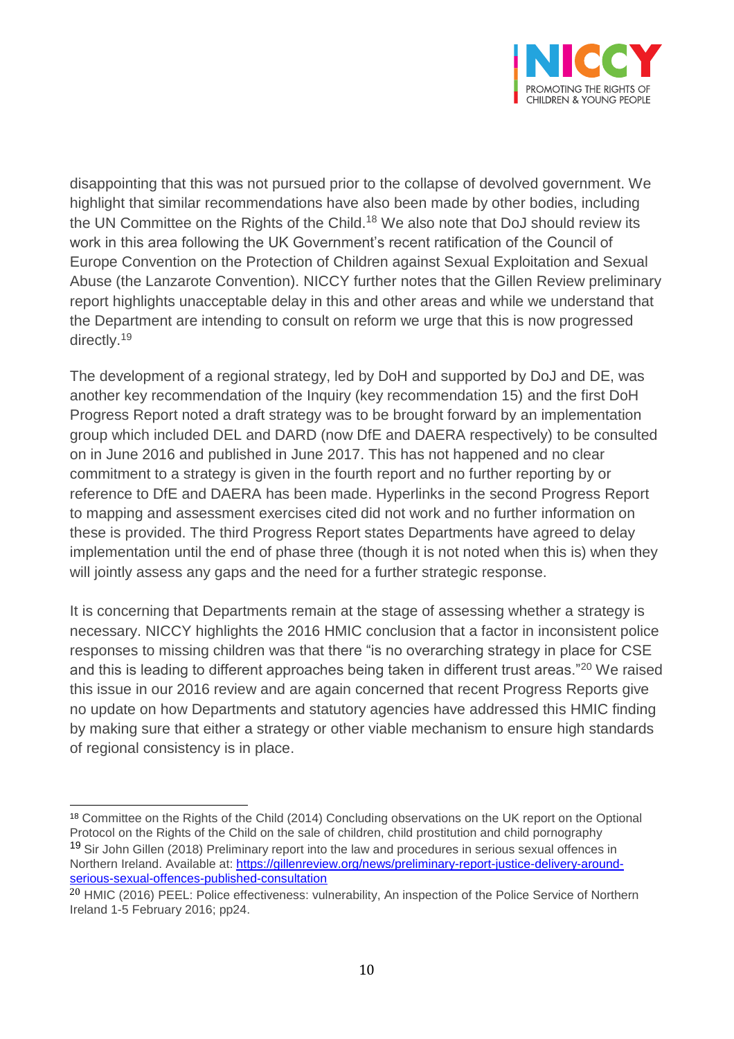disappointing that this was not pursued prior to the collapse of devolved government. We highlight that similar recommendations have also been made by other bodies, including the UN Committee on the Rights of the Child.[18] We also note that DoJ should review its work in this area following the UK Government's recent ratification of the Council of Europe Convention on the Protection of Children against Sexual Exploitation and Sexual Abuse (the Lanzarote Convention). NICCY further notes that the Gillen Review preliminary report highlights unacceptable delay in this and other areas and while we understand that the Department are intending to consult on reform we urge that this is now progressed directly.[19]

The development of a regional strategy, led by DoH and supported by DoJ and DE, was another key recommendation of the Inquiry (key recommendation 15) and the first DoH Progress Report noted a draft strategy was to be brought forward by an implementation group which included DEL and DARD (now DfE and DAERA respectively) to be consulted on in June 2016 and published in June 2017. This has not happened and no clear commitment to a strategy is given in the fourth report and no further reporting by or reference to DfE and DAERA has been made. Hyperlinks in the second Progress Report to mapping and assessment exercises cited did not work and no further information on these is provided. The third Progress Report states Departments have agreed to delay implementation until the end of phase three (though it is not noted when this is) when they will jointly assess any gaps and the need for a further strategic response.

It is concerning that Departments remain at the stage of assessing whether a strategy is necessary. NICCY highlights the 2016 HMIC conclusion that a factor in inconsistent police responses to missing children was that there "is no overarching strategy in place for CSE and this is leading to different approaches being taken in different trust areas."[20] We raised this issue in our 2016 review and are again concerned that recent Progress Reports give no update on how Departments and statutory agencies have addressed this HMIC finding by making sure that either a strategy or other viable mechanism to ensure high standards of regional consistency is in place.

---

[18] Committee on the Rights of the Child (2014) Concluding observations on the UK report on the Optional Protocol on the Rights of the Child on the sale of children, child prostitution and child pornography

[19] Sir John Gillen (2018) Preliminary report into the law and procedures in serious sexual offences in Northern Ireland. Available at: [https://gillenreview.org/news/preliminary-report-justice-delivery-around-serious-sexual-offences-published-consultation](https://gillenreview.org/news/preliminary-report-justice-delivery-around-serious-sexual-offences-published-consultation)

[20] HMIC (2016) PEEL: Police effectiveness: vulnerability, An inspection of the Police Service of Northern Ireland 1-5 February 2016; pp24.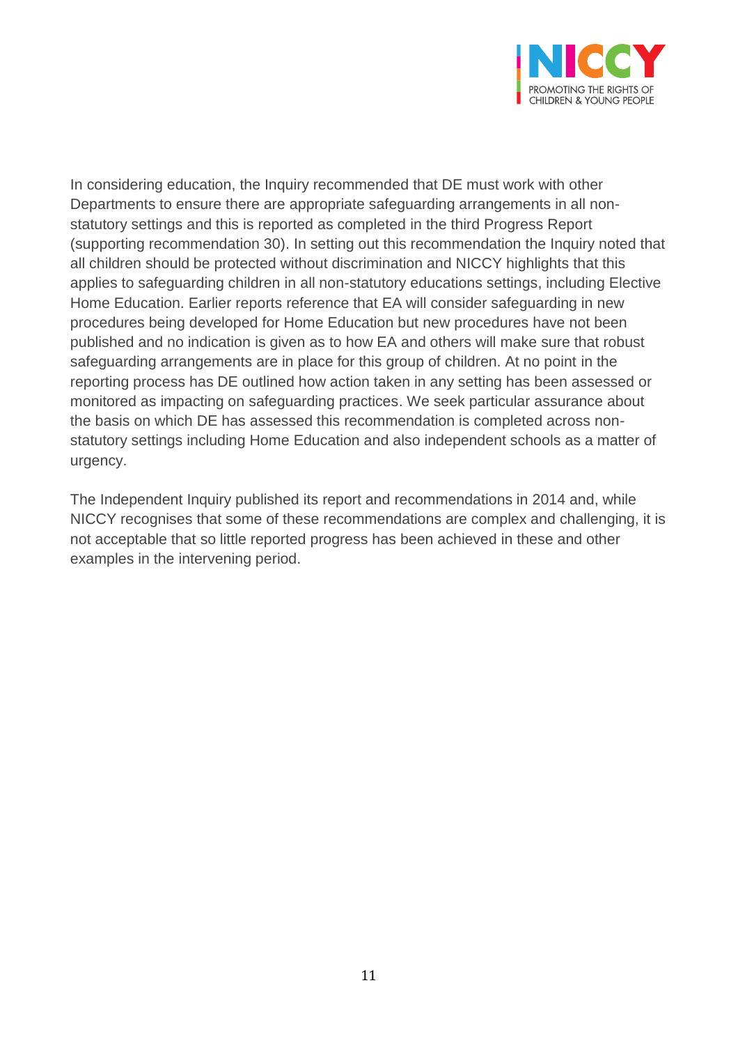In considering education, the Inquiry recommended that DE must work with other Departments to ensure there are appropriate safeguarding arrangements in all non-statutory settings and this is reported as completed in the third Progress Report (supporting recommendation 30). In setting out this recommendation the Inquiry noted that all children should be protected without discrimination and NICCY highlights that this applies to safeguarding children in all non-statutory educations settings, including Elective Home Education. Earlier reports reference that EA will consider safeguarding in new procedures being developed for Home Education but new procedures have not been published and no indication is given as to how EA and others will make sure that robust safeguarding arrangements are in place for this group of children. At no point in the reporting process has DE outlined how action taken in any setting has been assessed or monitored as impacting on safeguarding practices. We seek particular assurance about the basis on which DE has assessed this recommendation is completed across non-statutory settings including Home Education and also independent schools as a matter of urgency.

The Independent Inquiry published its report and recommendations in 2014 and, while NICCY recognises that some of these recommendations are complex and challenging, it is not acceptable that so little reported progress has been achieved in these and other examples in the intervening period.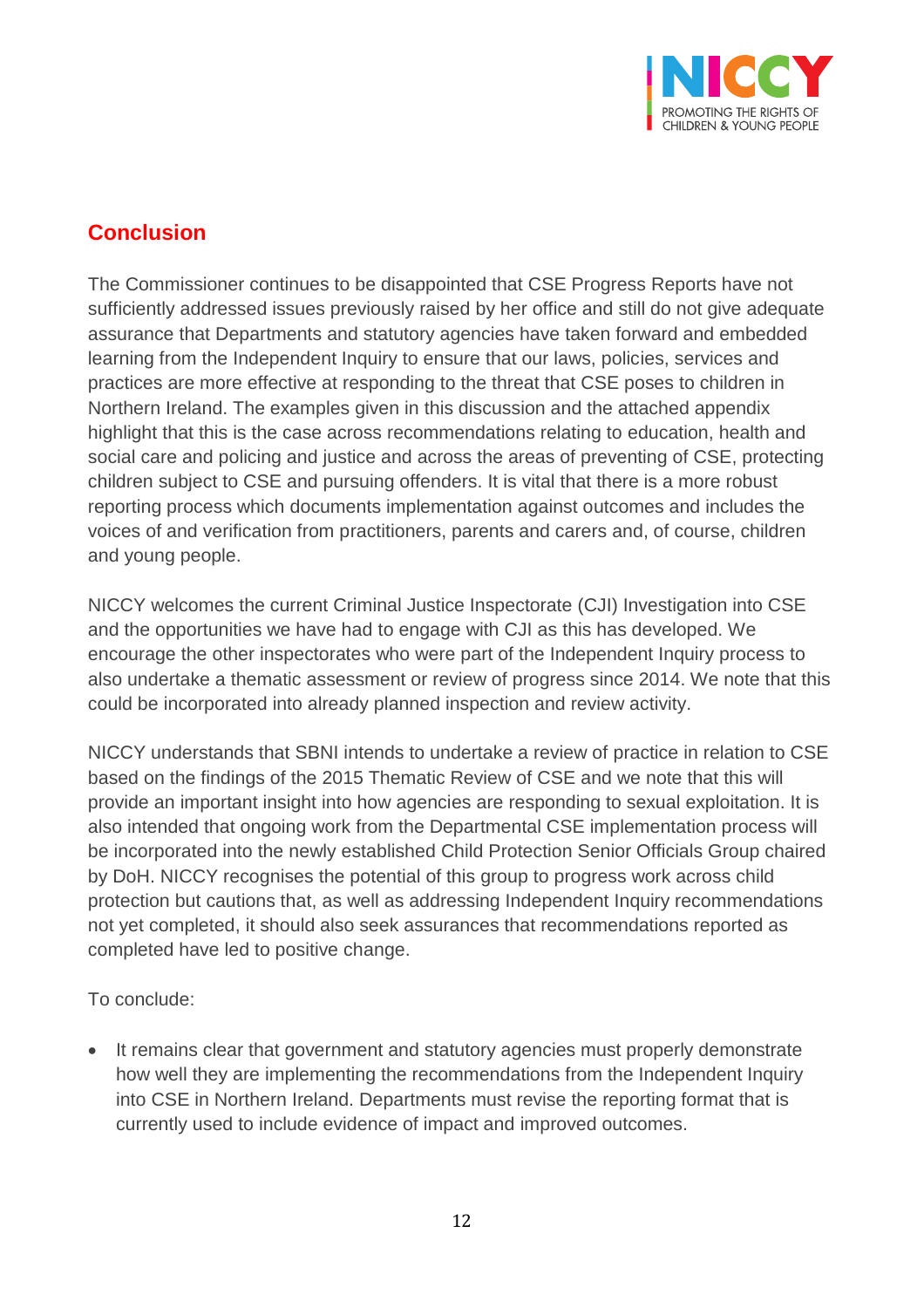## Conclusion

The Commissioner continues to be disappointed that CSE Progress Reports have not sufficiently addressed issues previously raised by her office and still do not give adequate assurance that Departments and statutory agencies have taken forward and embedded learning from the Independent Inquiry to ensure that our laws, policies, services and practices are more effective at responding to the threat that CSE poses to children in Northern Ireland. The examples given in this discussion and the attached appendix highlight that this is the case across recommendations relating to education, health and social care and policing and justice and across the areas of preventing of CSE, protecting children subject to CSE and pursuing offenders. It is vital that there is a more robust reporting process which documents implementation against outcomes and includes the voices of and verification from practitioners, parents and carers and, of course, children and young people.

NICCY welcomes the current Criminal Justice Inspectorate (CJI) Investigation into CSE and the opportunities we have had to engage with CJI as this has developed. We encourage the other inspectorates who were part of the Independent Inquiry process to also undertake a thematic assessment or review of progress since 2014. We note that this could be incorporated into already planned inspection and review activity.

NICCY understands that SBNI intends to undertake a review of practice in relation to CSE based on the findings of the 2015 Thematic Review of CSE and we note that this will provide an important insight into how agencies are responding to sexual exploitation. It is also intended that ongoing work from the Departmental CSE implementation process will be incorporated into the newly established Child Protection Senior Officials Group chaired by DoH. NICCY recognises the potential of this group to progress work across child protection but cautions that, as well as addressing Independent Inquiry recommendations not yet completed, it should also seek assurances that recommendations reported as completed have led to positive change.

To conclude:

- It remains clear that government and statutory agencies must properly demonstrate how well they are implementing the recommendations from the Independent Inquiry into CSE in Northern Ireland. Departments must revise the reporting format that is currently used to include evidence of impact and improved outcomes.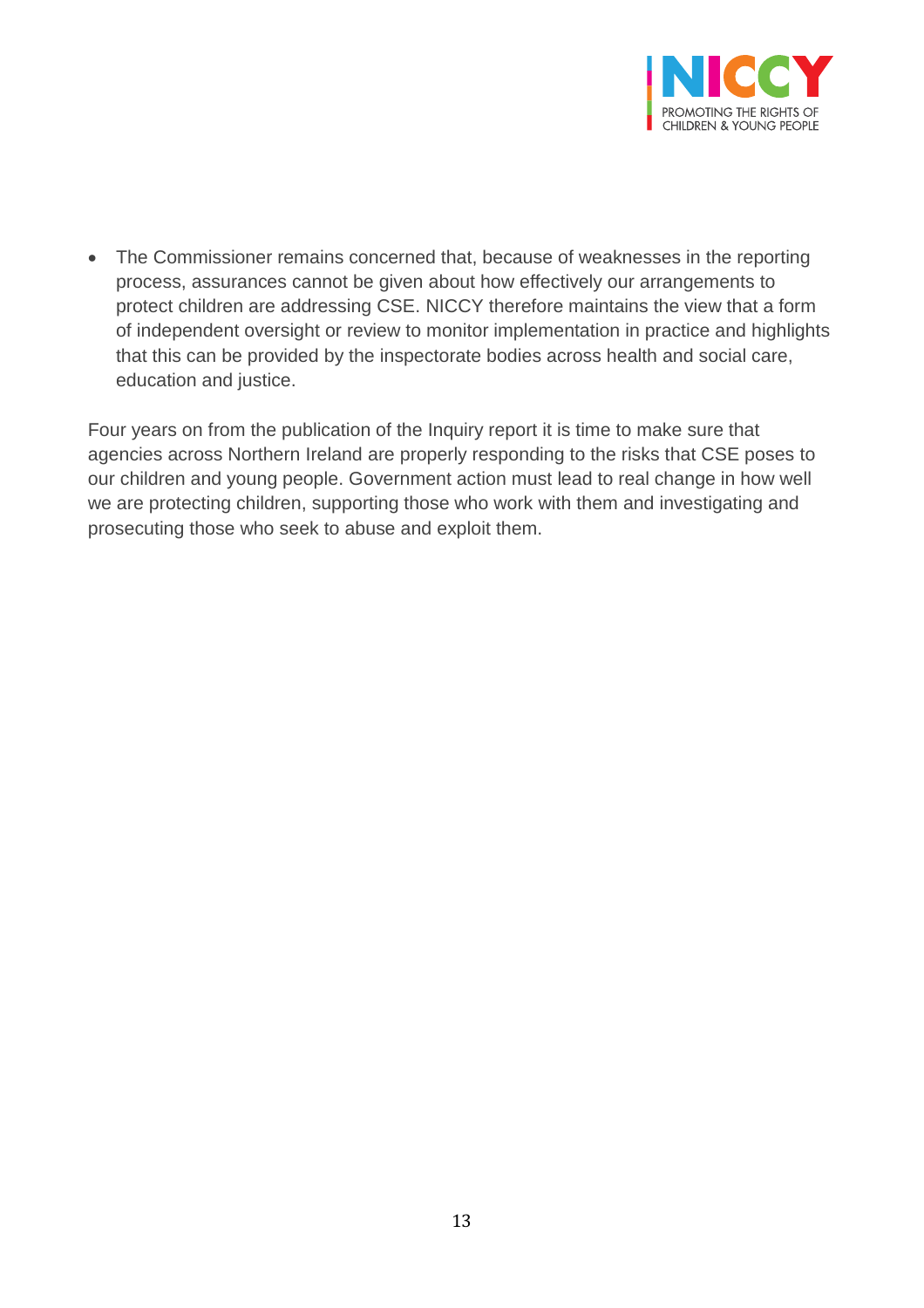- The Commissioner remains concerned that, because of weaknesses in the reporting process, assurances cannot be given about how effectively our arrangements to protect children are addressing CSE. NICCY therefore maintains the view that a form of independent oversight or review to monitor implementation in practice and highlights that this can be provided by the inspectorate bodies across health and social care, education and justice.

Four years on from the publication of the Inquiry report it is time to make sure that agencies across Northern Ireland are properly responding to the risks that CSE poses to our children and young people. Government action must lead to real change in how well we are protecting children, supporting those who work with them and investigating and prosecuting those who seek to abuse and exploit them.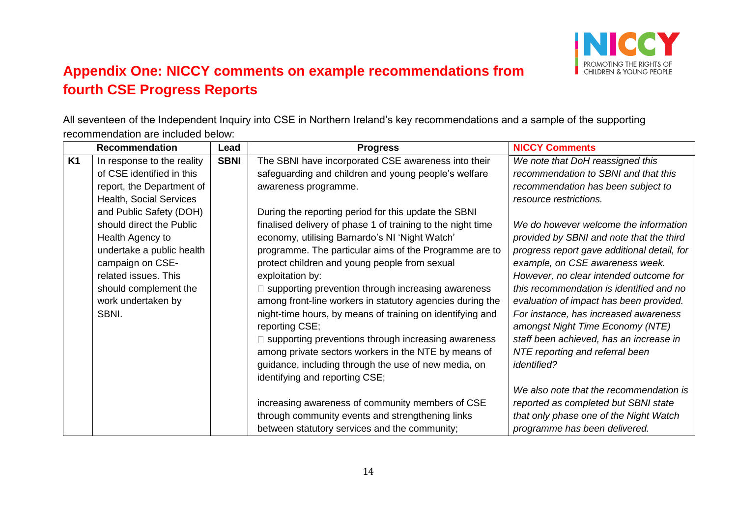## Appendix One: NICCY comments on example recommendations from fourth CSE Progress Reports

All seventeen of the Independent Inquiry into CSE in Northern Ireland's key recommendations and a sample of the supporting recommendation are included below:

| | Recommendation | Lead | Progress | NICCY Comments |
|---|---|---|---|---|
| **K1** | In response to the reality of CSE identified in this report, the Department of Health, Social Services and Public Safety (DOH) should direct the Public Health Agency to undertake a public health campaign on CSE-related issues. This should complement the work undertaken by SBNI. | **SBNI** | The SBNI have incorporated CSE awareness into their safeguarding and children and young people's welfare awareness programme.<br><br>During the reporting period for this update the SBNI finalised delivery of phase 1 of training to the night time economy, utilising Barnardo's NI 'Night Watch' programme. The particular aims of the Programme are to protect children and young people from sexual exploitation by:<br>□ supporting prevention through increasing awareness among front-line workers in statutory agencies during the night-time hours, by means of training on identifying and reporting CSE;<br>□ supporting preventions through increasing awareness among private sectors workers in the NTE by means of guidance, including through the use of new media, on identifying and reporting CSE;<br><br>increasing awareness of community members of CSE through community events and strengthening links between statutory services and the community; | *We note that DoH reassigned this recommendation to SBNI and that this recommendation has been subject to resource restrictions.*<br><br>*We do however welcome the information provided by SBNI and note that the third progress report gave additional detail, for example, on CSE awareness week. However, no clear intended outcome for this recommendation is identified and no evaluation of impact has been provided. For instance, has increased awareness amongst Night Time Economy (NTE) staff been achieved, has an increase in NTE reporting and referral been identified?*<br><br>*We also note that the recommendation is reported as completed but SBNI state that only phase one of the Night Watch programme has been delivered.* |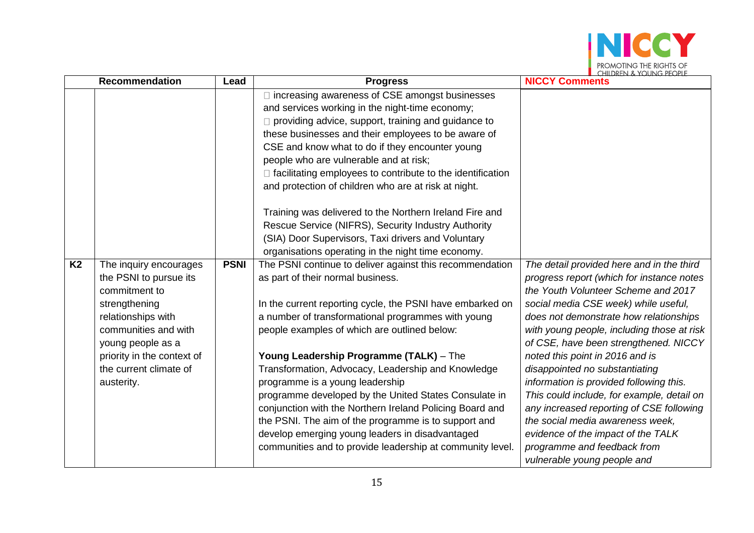| | Recommendation | Lead | Progress | NICCY Comments |
|---|---|---|---|---|
| | | | □ increasing awareness of CSE amongst businesses and services working in the night-time economy;<br>□ providing advice, support, training and guidance to these businesses and their employees to be aware of CSE and know what to do if they encounter young people who are vulnerable and at risk;<br>□ facilitating employees to contribute to the identification and protection of children who are at risk at night.<br><br>Training was delivered to the Northern Ireland Fire and Rescue Service (NIFRS), Security Industry Authority (SIA) Door Supervisors, Taxi drivers and Voluntary organisations operating in the night time economy. | |
| **K2** | The inquiry encourages the PSNI to pursue its commitment to strengthening relationships with communities and with young people as a priority in the context of the current climate of austerity. | **PSNI** | The PSNI continue to deliver against this recommendation as part of their normal business.<br><br>In the current reporting cycle, the PSNI have embarked on a number of transformational programmes with young people examples of which are outlined below:<br><br>**Young Leadership Programme (TALK)** – The Transformation, Advocacy, Leadership and Knowledge programme is a young leadership programme developed by the United States Consulate in conjunction with the Northern Ireland Policing Board and the PSNI. The aim of the programme is to support and develop emerging young leaders in disadvantaged communities and to provide leadership at community level. | *The detail provided here and in the third progress report (which for instance notes the Youth Volunteer Scheme and 2017 social media CSE week) while useful, does not demonstrate how relationships with young people, including those at risk of CSE, have been strengthened. NICCY noted this point in 2016 and is disappointed no substantiating information is provided following this. This could include, for example, detail on any increased reporting of CSE following the social media awareness week, evidence of the impact of the TALK programme and feedback from vulnerable young people and* |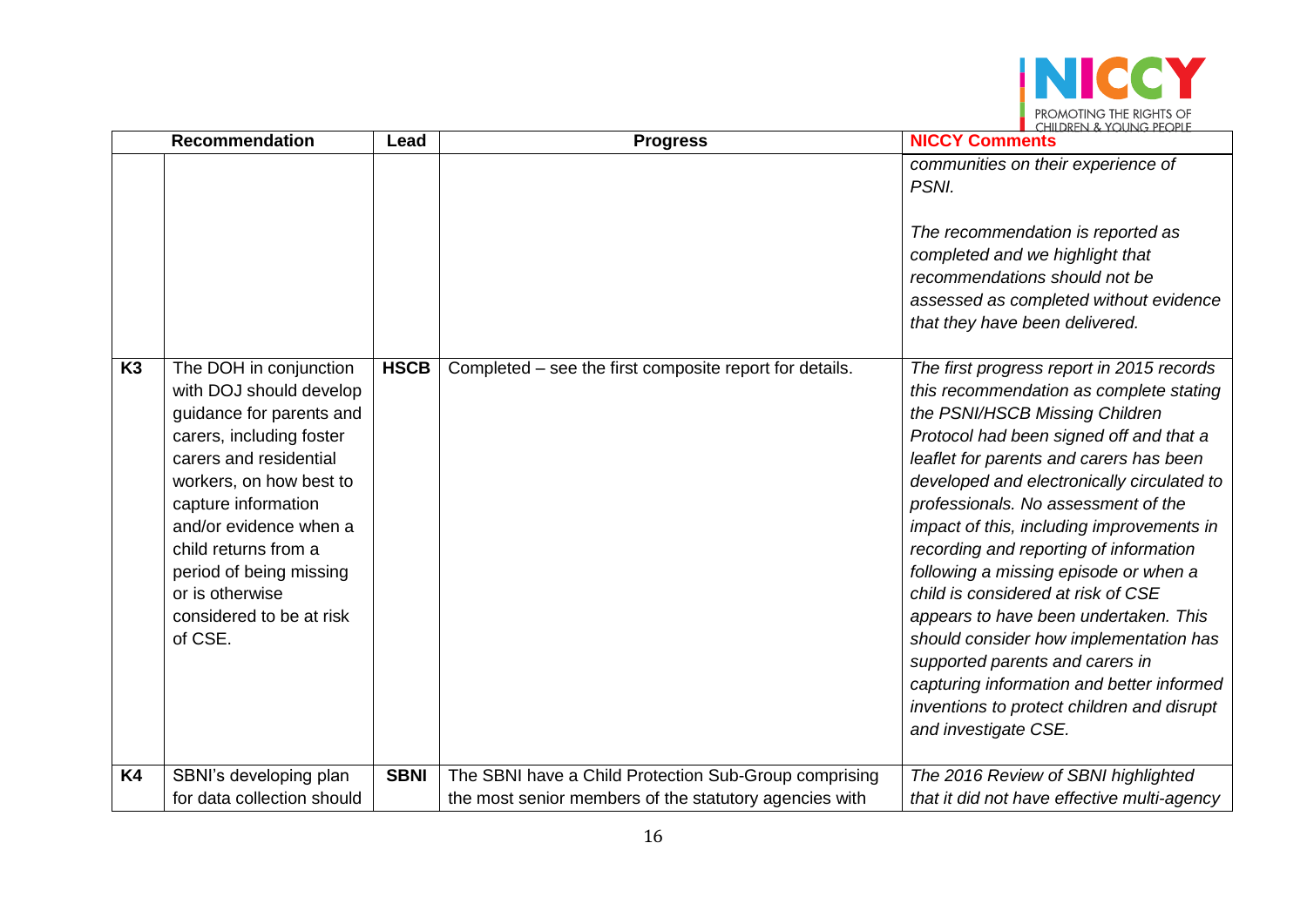| | Recommendation | Lead | Progress | NICCY Comments |
|---|---|---|---|---|
| | | | | *communities on their experience of PSNI.*<br><br>*The recommendation is reported as completed and we highlight that recommendations should not be assessed as completed without evidence that they have been delivered.* |
| **K3** | The DOH in conjunction with DOJ should develop guidance for parents and carers, including foster carers and residential workers, on how best to capture information and/or evidence when a child returns from a period of being missing or is otherwise considered to be at risk of CSE. | **HSCB** | Completed – see the first composite report for details. | *The first progress report in 2015 records this recommendation as complete stating the PSNI/HSCB Missing Children Protocol had been signed off and that a leaflet for parents and carers has been developed and electronically circulated to professionals. No assessment of the impact of this, including improvements in recording and reporting of information following a missing episode or when a child is considered at risk of CSE appears to have been undertaken. This should consider how implementation has supported parents and carers in capturing information and better informed inventions to protect children and disrupt and investigate CSE.* |
| **K4** | SBNI's developing plan for data collection should | **SBNI** | The SBNI have a Child Protection Sub-Group comprising the most senior members of the statutory agencies with | *The 2016 Review of SBNI highlighted that it did not have effective multi-agency* |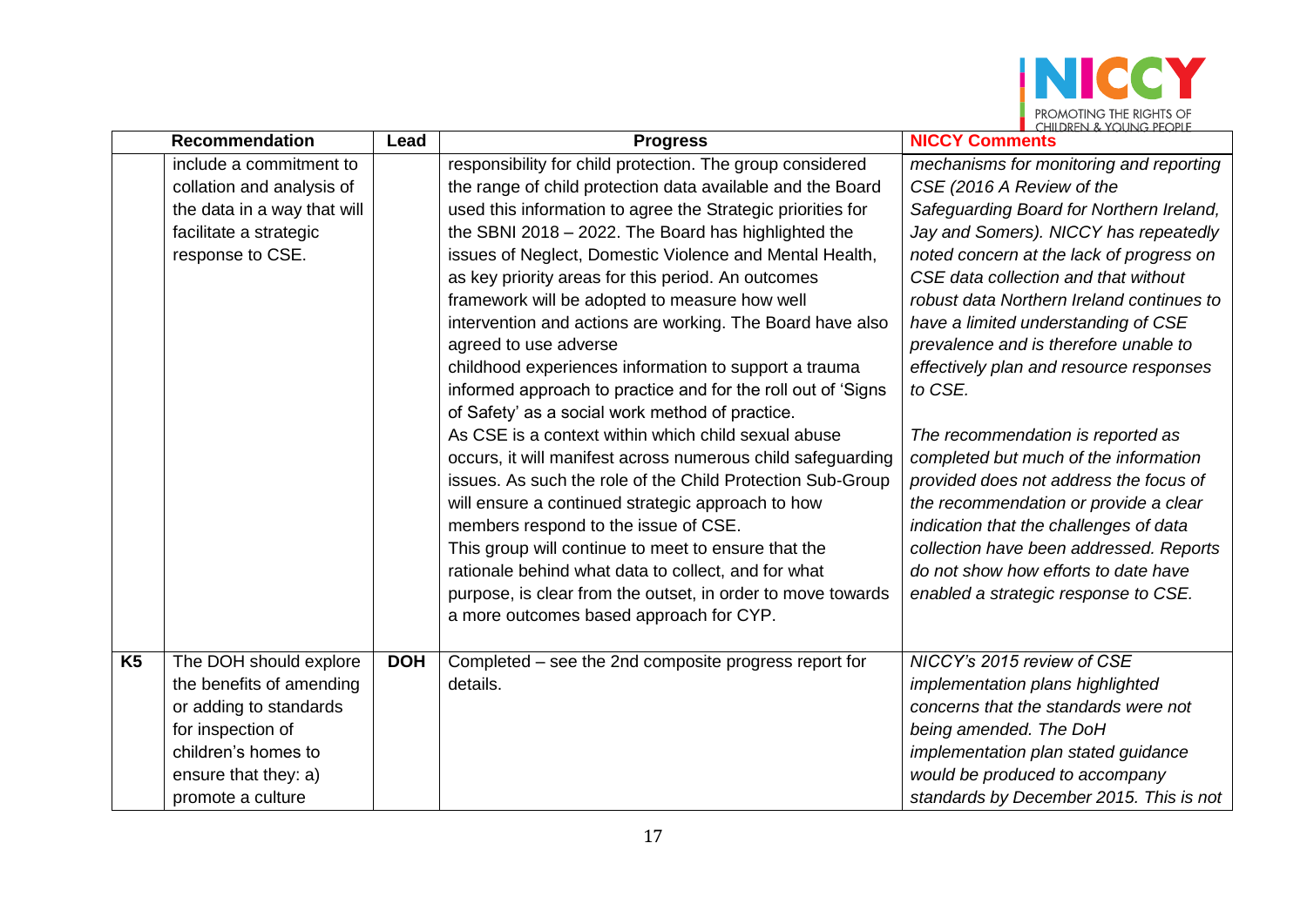| | Recommendation | Lead | Progress | NICCY Comments |
|---|---|---|---|---|
| | include a commitment to collation and analysis of the data in a way that will facilitate a strategic response to CSE. | | responsibility for child protection. The group considered the range of child protection data available and the Board used this information to agree the Strategic priorities for the SBNI 2018 – 2022. The Board has highlighted the issues of Neglect, Domestic Violence and Mental Health, as key priority areas for this period. An outcomes framework will be adopted to measure how well intervention and actions are working. The Board have also agreed to use adverse childhood experiences information to support a trauma informed approach to practice and for the roll out of 'Signs of Safety' as a social work method of practice.<br>As CSE is a context within which child sexual abuse occurs, it will manifest across numerous child safeguarding issues. As such the role of the Child Protection Sub-Group will ensure a continued strategic approach to how members respond to the issue of CSE.<br>This group will continue to meet to ensure that the rationale behind what data to collect, and for what purpose, is clear from the outset, in order to move towards a more outcomes based approach for CYP. | *mechanisms for monitoring and reporting CSE (2016 A Review of the Safeguarding Board for Northern Ireland, Jay and Somers). NICCY has repeatedly noted concern at the lack of progress on CSE data collection and that without robust data Northern Ireland continues to have a limited understanding of CSE prevalence and is therefore unable to effectively plan and resource responses to CSE.*<br><br>*The recommendation is reported as completed but much of the information provided does not address the focus of the recommendation or provide a clear indication that the challenges of data collection have been addressed. Reports do not show how efforts to date have enabled a strategic response to CSE.* |
| **K5** | The DOH should explore the benefits of amending or adding to standards for inspection of children's homes to ensure that they: a) promote a culture | **DOH** | Completed – see the 2nd composite progress report for details. | *NICCY's 2015 review of CSE implementation plans highlighted concerns that the standards were not being amended. The DoH implementation plan stated guidance would be produced to accompany standards by December 2015. This is not* |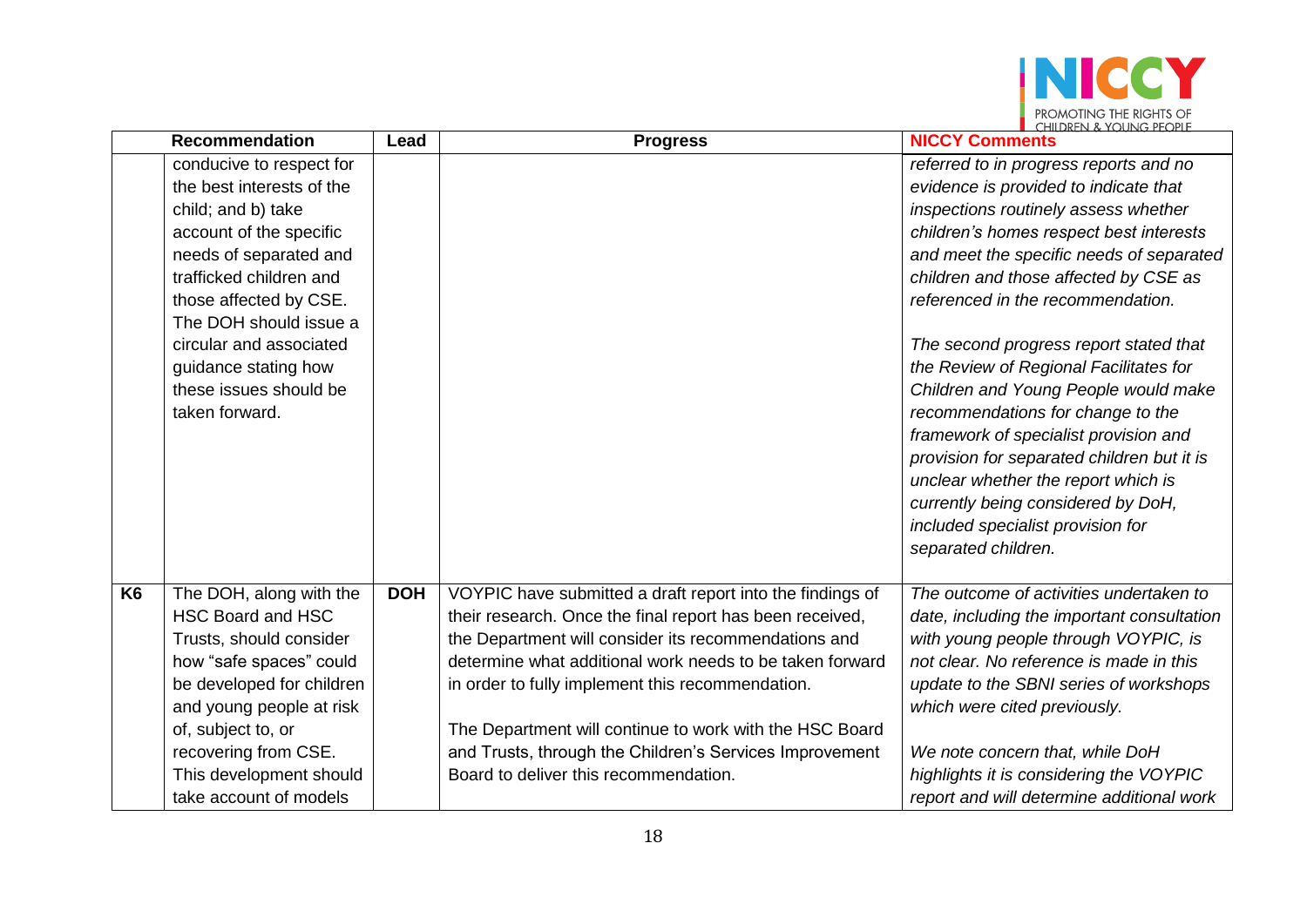| | Recommendation | Lead | Progress | NICCY Comments |
|---|---|---|---|---|
| | conducive to respect for the best interests of the child; and b) take account of the specific needs of separated and trafficked children and those affected by CSE. The DOH should issue a circular and associated guidance stating how these issues should be taken forward. | | | *referred to in progress reports and no evidence is provided to indicate that inspections routinely assess whether children's homes respect best interests and meet the specific needs of separated children and those affected by CSE as referenced in the recommendation.*<br><br>*The second progress report stated that the Review of Regional Facilitates for Children and Young People would make recommendations for change to the framework of specialist provision and provision for separated children but it is unclear whether the report which is currently being considered by DoH, included specialist provision for separated children.* |
| **K6** | The DOH, along with the HSC Board and HSC Trusts, should consider how "safe spaces" could be developed for children and young people at risk of, subject to, or recovering from CSE. This development should take account of models | **DOH** | VOYPIC have submitted a draft report into the findings of their research. Once the final report has been received, the Department will consider its recommendations and determine what additional work needs to be taken forward in order to fully implement this recommendation.<br><br>The Department will continue to work with the HSC Board and Trusts, through the Children's Services Improvement Board to deliver this recommendation. | *The outcome of activities undertaken to date, including the important consultation with young people through VOYPIC, is not clear. No reference is made in this update to the SBNI series of workshops which were cited previously.*<br><br>*We note concern that, while DoH highlights it is considering the VOYPIC report and will determine additional work* |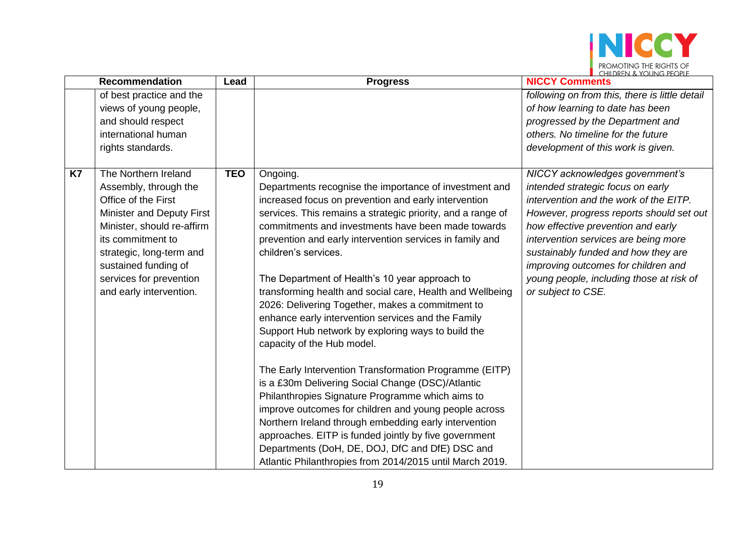| | Recommendation | Lead | Progress | NICCY Comments |
|---|---|---|---|---|
| | of best practice and the views of young people, and should respect international human rights standards. | | | *following on from this, there is little detail of how learning to date has been progressed by the Department and others. No timeline for the future development of this work is given.* |
| **K7** | The Northern Ireland Assembly, through the Office of the First Minister and Deputy First Minister, should re-affirm its commitment to strategic, long-term and sustained funding of services for prevention and early intervention. | **TEO** | Ongoing.<br>Departments recognise the importance of investment and increased focus on prevention and early intervention services. This remains a strategic priority, and a range of commitments and investments have been made towards prevention and early intervention services in family and children's services.<br><br>The Department of Health's 10 year approach to transforming health and social care, Health and Wellbeing 2026: Delivering Together, makes a commitment to enhance early intervention services and the Family Support Hub network by exploring ways to build the capacity of the Hub model.<br><br>The Early Intervention Transformation Programme (EITP) is a £30m Delivering Social Change (DSC)/Atlantic Philanthropies Signature Programme which aims to improve outcomes for children and young people across Northern Ireland through embedding early intervention approaches. EITP is funded jointly by five government Departments (DoH, DE, DOJ, DfC and DfE) DSC and Atlantic Philanthropies from 2014/2015 until March 2019. | *NICCY acknowledges government's intended strategic focus on early intervention and the work of the EITP. However, progress reports should set out how effective prevention and early intervention services are being more sustainably funded and how they are improving outcomes for children and young people, including those at risk of or subject to CSE.* |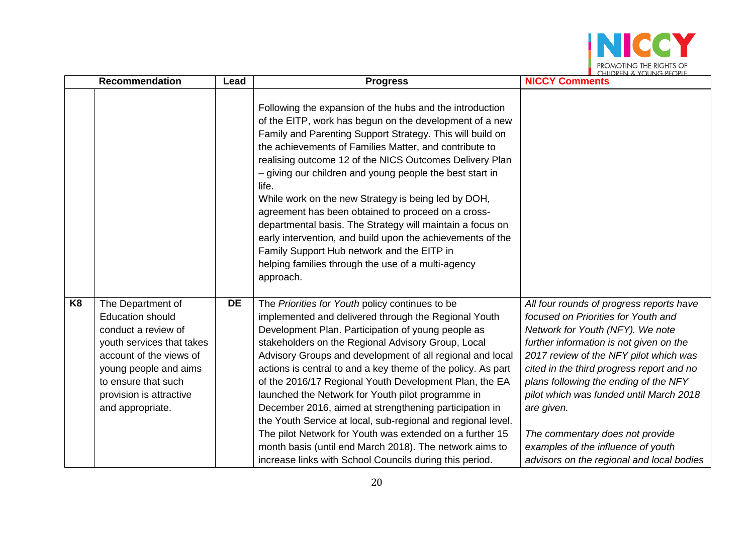| | Recommendation | Lead | Progress | NICCY Comments |
|---|---|---|---|---|
| | | | Following the expansion of the hubs and the introduction of the EITP, work has begun on the development of a new Family and Parenting Support Strategy. This will build on the achievements of Families Matter, and contribute to realising outcome 12 of the NICS Outcomes Delivery Plan – giving our children and young people the best start in life.<br>While work on the new Strategy is being led by DOH, agreement has been obtained to proceed on a cross-departmental basis. The Strategy will maintain a focus on early intervention, and build upon the achievements of the Family Support Hub network and the EITP in helping families through the use of a multi-agency approach. | |
| **K8** | The Department of Education should conduct a review of youth services that takes account of the views of young people and aims to ensure that such provision is attractive and appropriate. | **DE** | The *Priorities for Youth* policy continues to be implemented and delivered through the Regional Youth Development Plan. Participation of young people as stakeholders on the Regional Advisory Group, Local Advisory Groups and development of all regional and local actions is central to and a key theme of the policy. As part of the 2016/17 Regional Youth Development Plan, the EA launched the Network for Youth pilot programme in December 2016, aimed at strengthening participation in the Youth Service at local, sub-regional and regional level. The pilot Network for Youth was extended on a further 15 month basis (until end March 2018). The network aims to increase links with School Councils during this period. | *All four rounds of progress reports have focused on Priorities for Youth and Network for Youth (NFY). We note further information is not given on the 2017 review of the NFY pilot which was cited in the third progress report and no plans following the ending of the NFY pilot which was funded until March 2018 are given.*<br><br>*The commentary does not provide examples of the influence of youth advisors on the regional and local bodies* |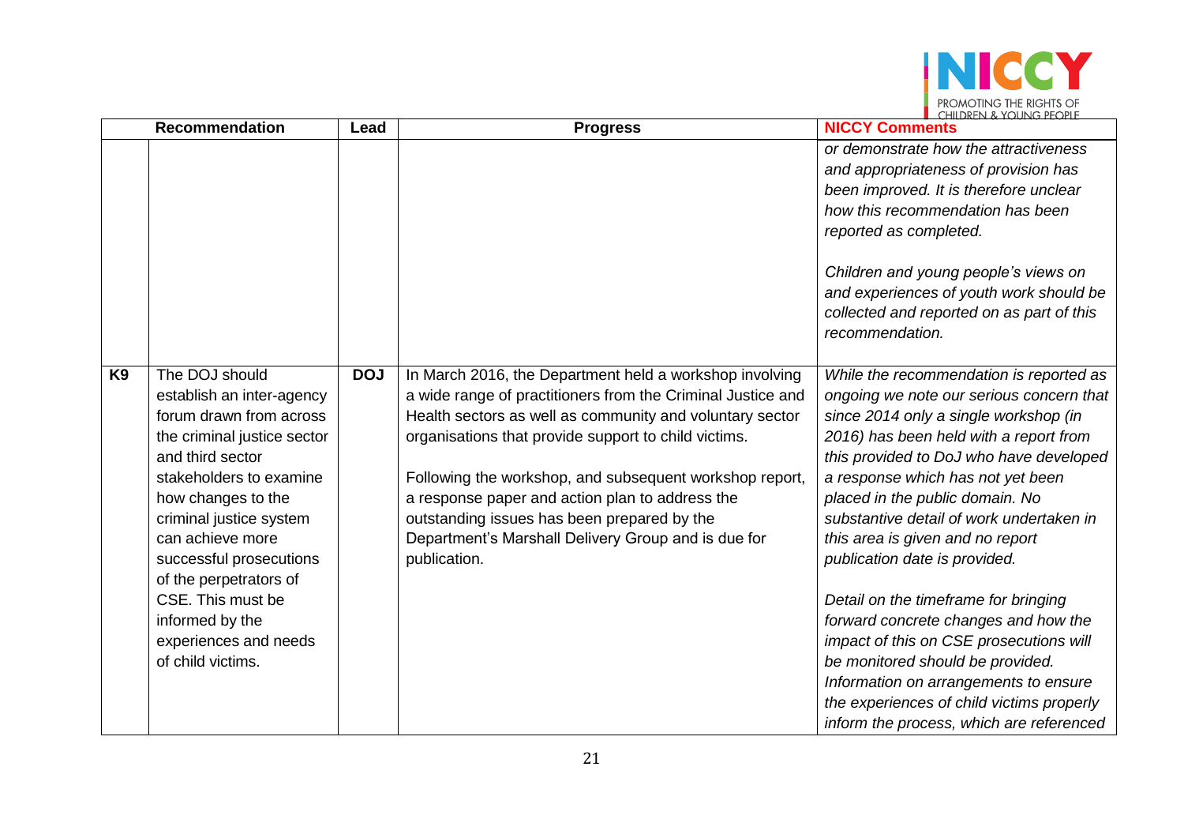| | Recommendation | Lead | Progress | NICCY Comments |
|---|---|---|---|---|
| | | | | *or demonstrate how the attractiveness and appropriateness of provision has been improved. It is therefore unclear how this recommendation has been reported as completed.*<br><br>*Children and young people's views on and experiences of youth work should be collected and reported on as part of this recommendation.* |
| **K9** | The DOJ should establish an inter-agency forum drawn from across the criminal justice sector and third sector stakeholders to examine how changes to the criminal justice system can achieve more successful prosecutions of the perpetrators of CSE. This must be informed by the experiences and needs of child victims. | **DOJ** | In March 2016, the Department held a workshop involving a wide range of practitioners from the Criminal Justice and Health sectors as well as community and voluntary sector organisations that provide support to child victims.<br><br>Following the workshop, and subsequent workshop report, a response paper and action plan to address the outstanding issues has been prepared by the Department's Marshall Delivery Group and is due for publication. | *While the recommendation is reported as ongoing we note our serious concern that since 2014 only a single workshop (in 2016) has been held with a report from this provided to DoJ who have developed a response which has not yet been placed in the public domain. No substantive detail of work undertaken in this area is given and no report publication date is provided.*<br><br>*Detail on the timeframe for bringing forward concrete changes and how the impact of this on CSE prosecutions will be monitored should be provided. Information on arrangements to ensure the experiences of child victims properly inform the process, which are referenced* |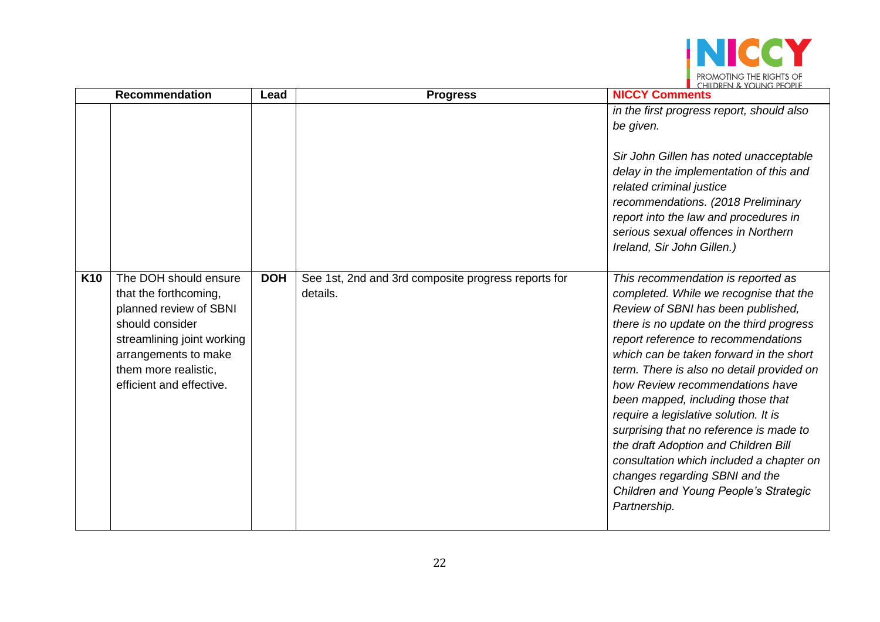| | Recommendation | Lead | Progress | NICCY Comments |
|---|---|---|---|---|
| | | | | *in the first progress report, should also be given.*<br><br>*Sir John Gillen has noted unacceptable delay in the implementation of this and related criminal justice recommendations. (2018 Preliminary report into the law and procedures in serious sexual offences in Northern Ireland, Sir John Gillen.)* |
| **K10** | The DOH should ensure that the forthcoming, planned review of SBNI should consider streamlining joint working arrangements to make them more realistic, efficient and effective. | **DOH** | See 1st, 2nd and 3rd composite progress reports for details. | *This recommendation is reported as completed. While we recognise that the Review of SBNI has been published, there is no update on the third progress report reference to recommendations which can be taken forward in the short term. There is also no detail provided on how Review recommendations have been mapped, including those that require a legislative solution. It is surprising that no reference is made to the draft Adoption and Children Bill consultation which included a chapter on changes regarding SBNI and the Children and Young People's Strategic Partnership.* |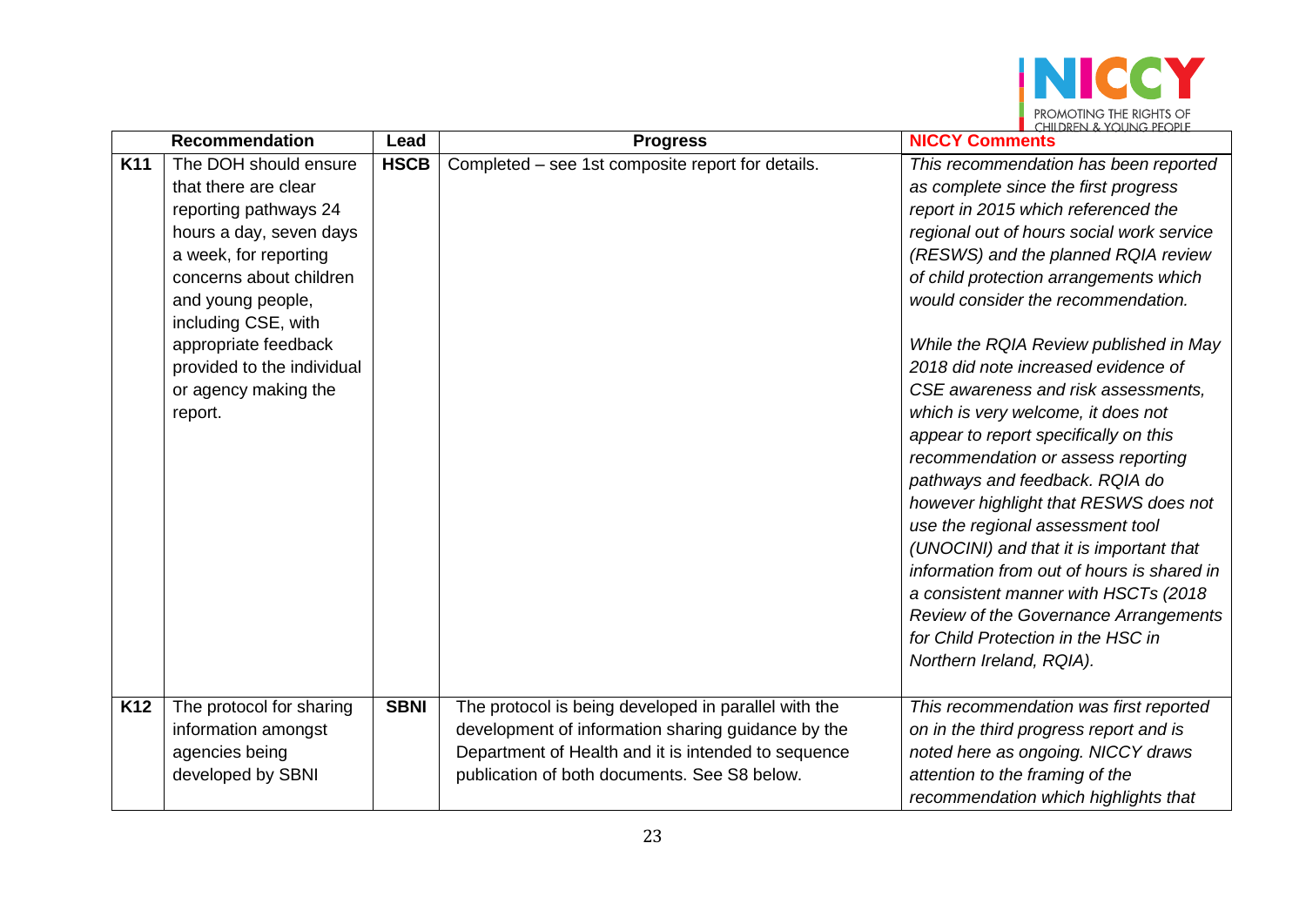| | Recommendation | Lead | Progress | NICCY Comments |
|---|---|---|---|---|
| **K11** | The DOH should ensure that there are clear reporting pathways 24 hours a day, seven days a week, for reporting concerns about children and young people, including CSE, with appropriate feedback provided to the individual or agency making the report. | **HSCB** | Completed – see 1st composite report for details. | *This recommendation has been reported as complete since the first progress report in 2015 which referenced the regional out of hours social work service (RESWS) and the planned RQIA review of child protection arrangements which would consider the recommendation.*<br><br>*While the RQIA Review published in May 2018 did note increased evidence of CSE awareness and risk assessments, which is very welcome, it does not appear to report specifically on this recommendation or assess reporting pathways and feedback. RQIA do however highlight that RESWS does not use the regional assessment tool (UNOCINI) and that it is important that information from out of hours is shared in a consistent manner with HSCTs (2018 Review of the Governance Arrangements for Child Protection in the HSC in Northern Ireland, RQIA).* |
| **K12** | The protocol for sharing information amongst agencies being developed by SBNI | **SBNI** | The protocol is being developed in parallel with the development of information sharing guidance by the Department of Health and it is intended to sequence publication of both documents. See S8 below. | *This recommendation was first reported on in the third progress report and is noted here as ongoing. NICCY draws attention to the framing of the recommendation which highlights that* |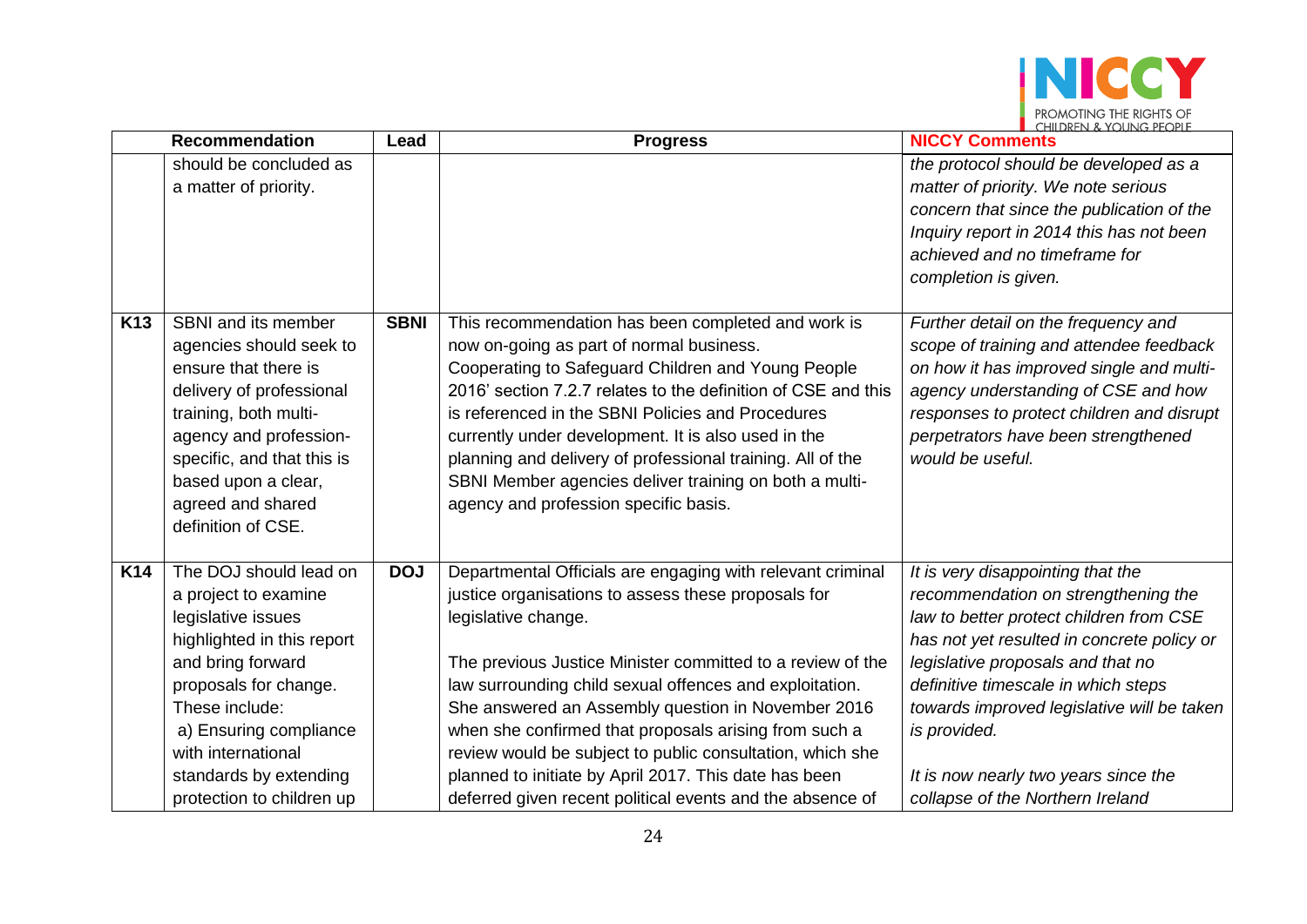| | Recommendation | Lead | Progress | NICCY Comments |
|---|---|---|---|---|
| | should be concluded as a matter of priority. | | | *the protocol should be developed as a matter of priority. We note serious concern that since the publication of the Inquiry report in 2014 this has not been achieved and no timeframe for completion is given.* |
| **K13** | SBNI and its member agencies should seek to ensure that there is delivery of professional training, both multi-agency and profession-specific, and that this is based upon a clear, agreed and shared definition of CSE. | **SBNI** | This recommendation has been completed and work is now on-going as part of normal business. Cooperating to Safeguard Children and Young People 2016' section 7.2.7 relates to the definition of CSE and this is referenced in the SBNI Policies and Procedures currently under development. It is also used in the planning and delivery of professional training. All of the SBNI Member agencies deliver training on both a multi-agency and profession specific basis. | *Further detail on the frequency and scope of training and attendee feedback on how it has improved single and multi-agency understanding of CSE and how responses to protect children and disrupt perpetrators have been strengthened would be useful.* |
| **K14** | The DOJ should lead on a project to examine legislative issues highlighted in this report and bring forward proposals for change. These include: a) Ensuring compliance with international standards by extending protection to children up | **DOJ** | Departmental Officials are engaging with relevant criminal justice organisations to assess these proposals for legislative change.<br><br>The previous Justice Minister committed to a review of the law surrounding child sexual offences and exploitation. She answered an Assembly question in November 2016 when she confirmed that proposals arising from such a review would be subject to public consultation, which she planned to initiate by April 2017. This date has been deferred given recent political events and the absence of | *It is very disappointing that the recommendation on strengthening the law to better protect children from CSE has not yet resulted in concrete policy or legislative proposals and that no definitive timescale in which steps towards improved legislative will be taken is provided.*<br><br>*It is now nearly two years since the collapse of the Northern Ireland* |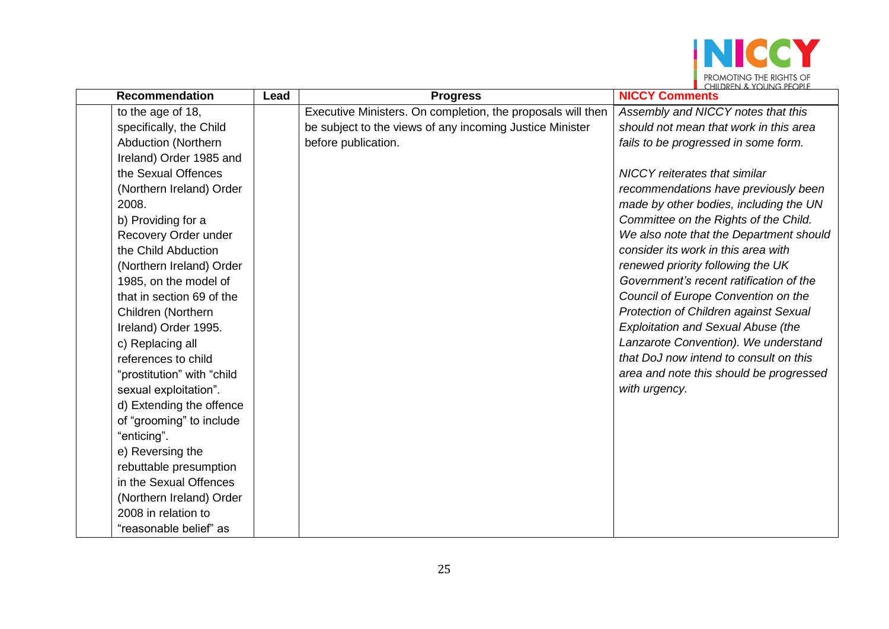| | Recommendation | Lead | Progress | NICCY Comments |
|---|---|---|---|---|
| | to the age of 18, specifically, the Child Abduction (Northern Ireland) Order 1985 and the Sexual Offences (Northern Ireland) Order 2008.<br>b) Providing for a Recovery Order under the Child Abduction (Northern Ireland) Order 1985, on the model of that in section 69 of the Children (Northern Ireland) Order 1995.<br>c) Replacing all references to child "prostitution" with "child sexual exploitation".<br>d) Extending the offence of "grooming" to include "enticing".<br>e) Reversing the rebuttable presumption in the Sexual Offences (Northern Ireland) Order 2008 in relation to "reasonable belief" as | | Executive Ministers. On completion, the proposals will then be subject to the views of any incoming Justice Minister before publication. | *Assembly and NICCY notes that this should not mean that work in this area fails to be progressed in some form.*<br><br>*NICCY reiterates that similar recommendations have previously been made by other bodies, including the UN Committee on the Rights of the Child. We also note that the Department should consider its work in this area with renewed priority following the UK Government's recent ratification of the Council of Europe Convention on the Protection of Children against Sexual Exploitation and Sexual Abuse (the Lanzarote Convention). We understand that DoJ now intend to consult on this area and note this should be progressed with urgency.* |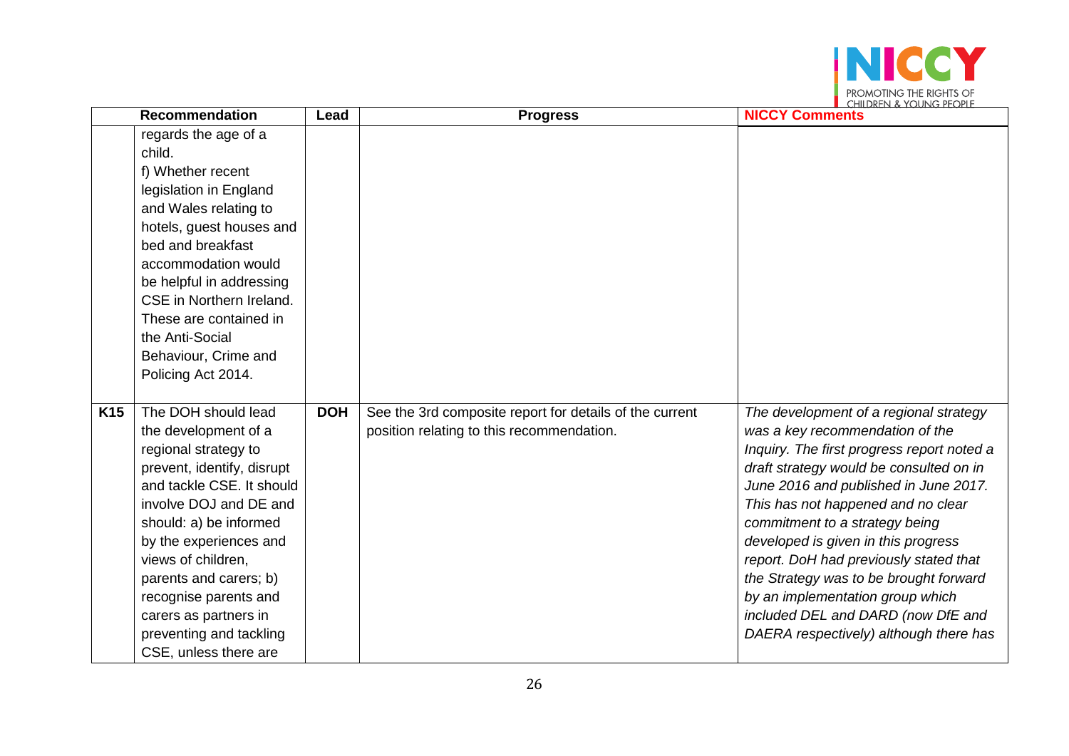|  | Recommendation | Lead | Progress | NICCY Comments |
|---|---|---|---|---|
|  | regards the age of a child. f) Whether recent legislation in England and Wales relating to hotels, guest houses and bed and breakfast accommodation would be helpful in addressing CSE in Northern Ireland. These are contained in the Anti-Social Behaviour, Crime and Policing Act 2014. |  |  |  |
| **K15** | The DOH should lead the development of a regional strategy to prevent, identify, disrupt and tackle CSE. It should involve DOJ and DE and should: a) be informed by the experiences and views of children, parents and carers; b) recognise parents and carers as partners in preventing and tackling CSE, unless there are | **DOH** | See the 3rd composite report for details of the current position relating to this recommendation. | *The development of a regional strategy was a key recommendation of the Inquiry. The first progress report noted a draft strategy would be consulted on in June 2016 and published in June 2017. This has not happened and no clear commitment to a strategy being developed is given in this progress report. DoH had previously stated that the Strategy was to be brought forward by an implementation group which included DEL and DARD (now DfE and DAERA respectively) although there has* |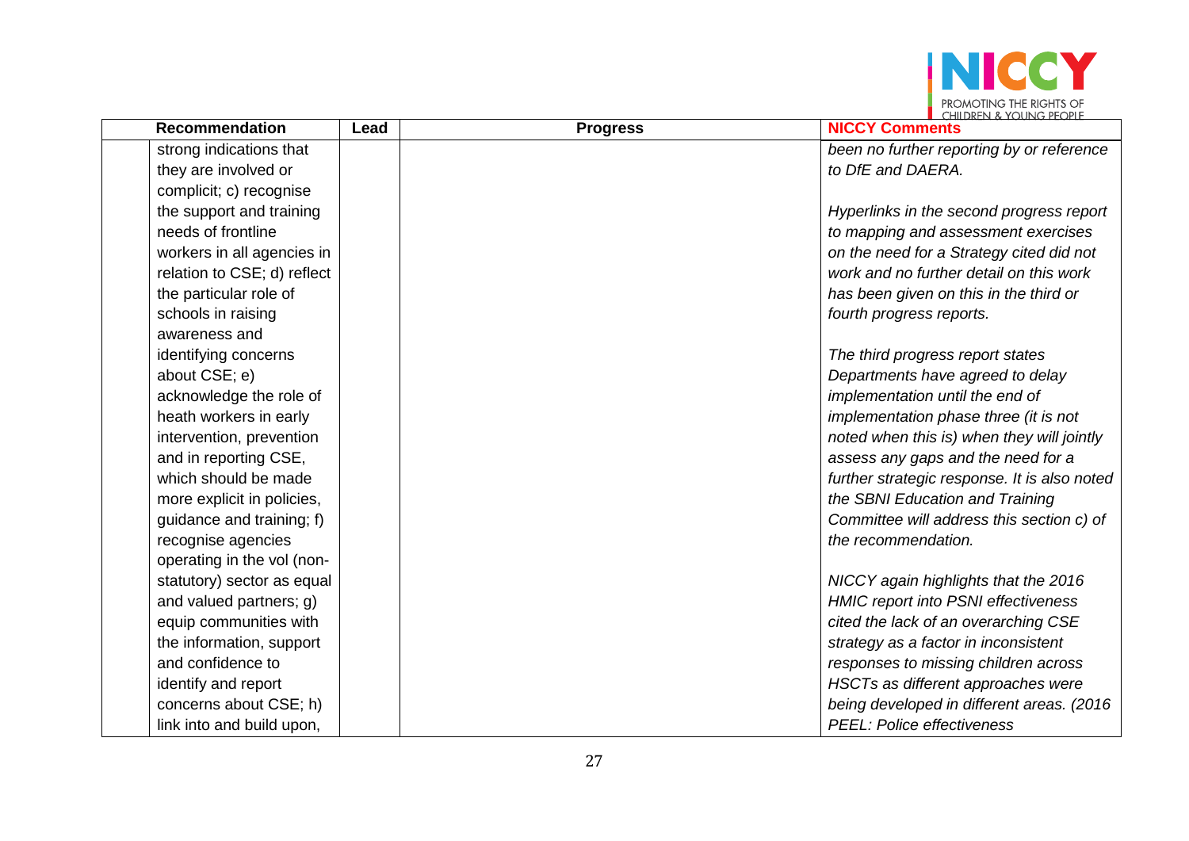| | Recommendation | Lead | Progress | NICCY Comments |
|---|---|---|---|---|
| | strong indications that they are involved or complicit; c) recognise the support and training needs of frontline workers in all agencies in relation to CSE; d) reflect the particular role of schools in raising awareness and identifying concerns about CSE; e) acknowledge the role of heath workers in early intervention, prevention and in reporting CSE, which should be made more explicit in policies, guidance and training; f) recognise agencies operating in the vol (non-statutory) sector as equal and valued partners; g) equip communities with the information, support and confidence to identify and report concerns about CSE; h) link into and build upon, | | | *been no further reporting by or reference to DfE and DAERA.*<br><br>*Hyperlinks in the second progress report to mapping and assessment exercises on the need for a Strategy cited did not work and no further detail on this work has been given on this in the third or fourth progress reports.*<br><br>*The third progress report states Departments have agreed to delay implementation until the end of implementation phase three (it is not noted when this is) when they will jointly assess any gaps and the need for a further strategic response. It is also noted the SBNI Education and Training Committee will address this section c) of the recommendation.*<br><br>*NICCY again highlights that the 2016 HMIC report into PSNI effectiveness cited the lack of an overarching CSE strategy as a factor in inconsistent responses to missing children across HSCTs as different approaches were being developed in different areas. (2016 PEEL: Police effectiveness* |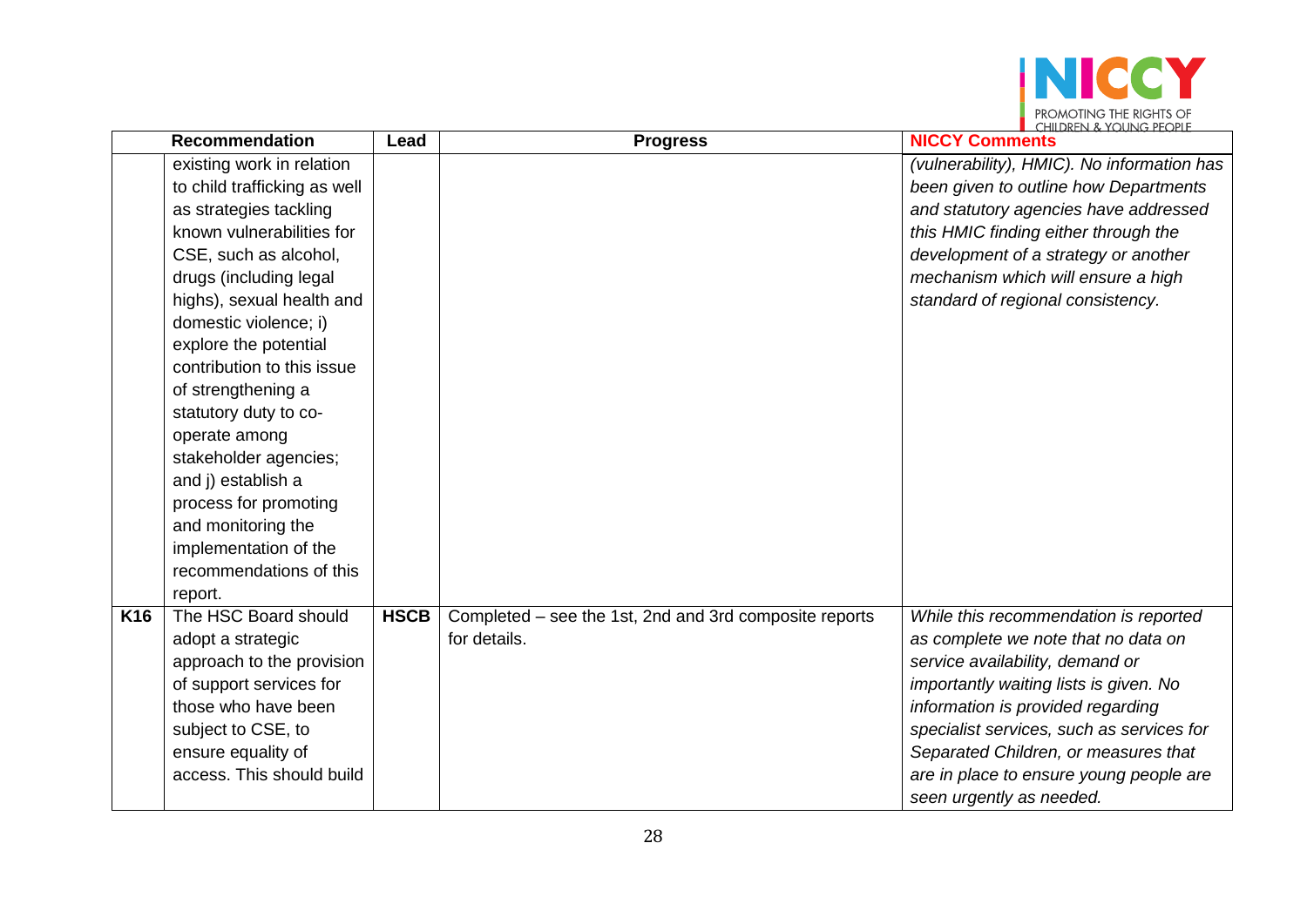| | Recommendation | Lead | Progress | NICCY Comments |
|---|---|---|---|---|
| | existing work in relation to child trafficking as well as strategies tackling known vulnerabilities for CSE, such as alcohol, drugs (including legal highs), sexual health and domestic violence; i) explore the potential contribution to this issue of strengthening a statutory duty to co-operate among stakeholder agencies; and j) establish a process for promoting and monitoring the implementation of the recommendations of this report. | | | *(vulnerability), HMIC). No information has been given to outline how Departments and statutory agencies have addressed this HMIC finding either through the development of a strategy or another mechanism which will ensure a high standard of regional consistency.* |
| **K16** | The HSC Board should adopt a strategic approach to the provision of support services for those who have been subject to CSE, to ensure equality of access. This should build | **HSCB** | Completed – see the 1st, 2nd and 3rd composite reports for details. | *While this recommendation is reported as complete we note that no data on service availability, demand or importantly waiting lists is given. No information is provided regarding specialist services, such as services for Separated Children, or measures that are in place to ensure young people are seen urgently as needed.* |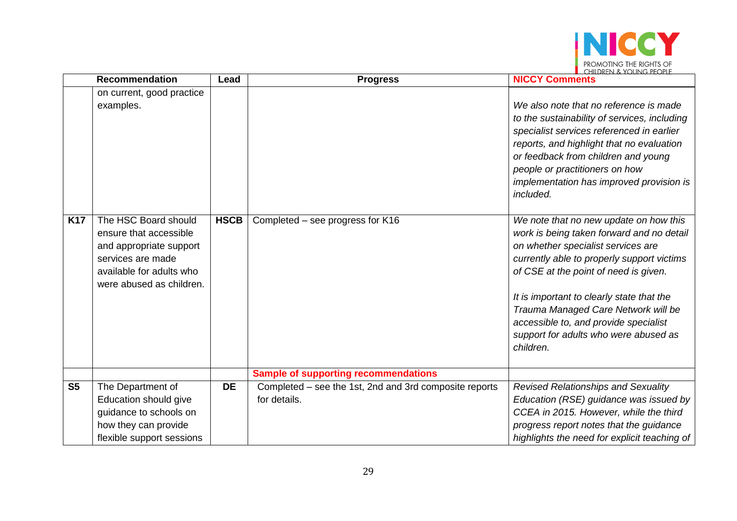| | Recommendation | Lead | Progress | NICCY Comments |
|---|---|---|---|---|
| | on current, good practice examples. | | | *We also note that no reference is made to the sustainability of services, including specialist services referenced in earlier reports, and highlight that no evaluation or feedback from children and young people or practitioners on how implementation has improved provision is included.* |
| **K17** | The HSC Board should ensure that accessible and appropriate support services are made available for adults who were abused as children. | **HSCB** | Completed – see progress for K16 | *We note that no new update on how this work is being taken forward and no detail on whether specialist services are currently able to properly support victims of CSE at the point of need is given.*<br><br>*It is important to clearly state that the Trauma Managed Care Network will be accessible to, and provide specialist support for adults who were abused as children.* |
| | | | **Sample of supporting recommendations** | |
| **S5** | The Department of Education should give guidance to schools on how they can provide flexible support sessions | **DE** | Completed – see the 1st, 2nd and 3rd composite reports for details. | *Revised Relationships and Sexuality Education (RSE) guidance was issued by CCEA in 2015. However, while the third progress report notes that the guidance highlights the need for explicit teaching of* |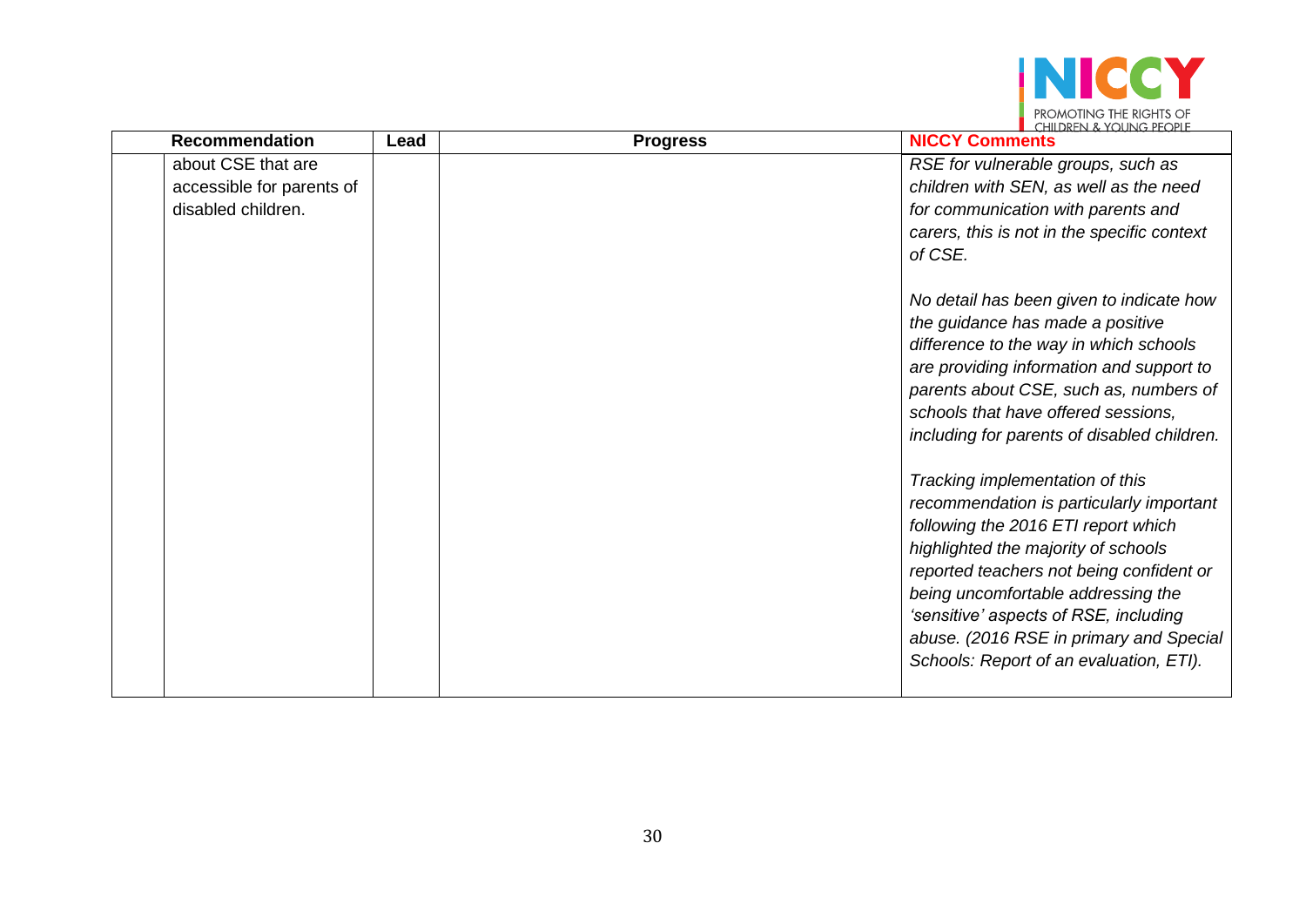|  | Recommendation | Lead | Progress | NICCY Comments |
|---|---|---|---|---|
|  | about CSE that are accessible for parents of disabled children. |  |  | *RSE for vulnerable groups, such as children with SEN, as well as the need for communication with parents and carers, this is not in the specific context of CSE.*<br><br>*No detail has been given to indicate how the guidance has made a positive difference to the way in which schools are providing information and support to parents about CSE, such as, numbers of schools that have offered sessions, including for parents of disabled children.*<br><br>*Tracking implementation of this recommendation is particularly important following the 2016 ETI report which highlighted the majority of schools reported teachers not being confident or being uncomfortable addressing the 'sensitive' aspects of RSE, including abuse. (2016 RSE in primary and Special Schools: Report of an evaluation, ETI).* |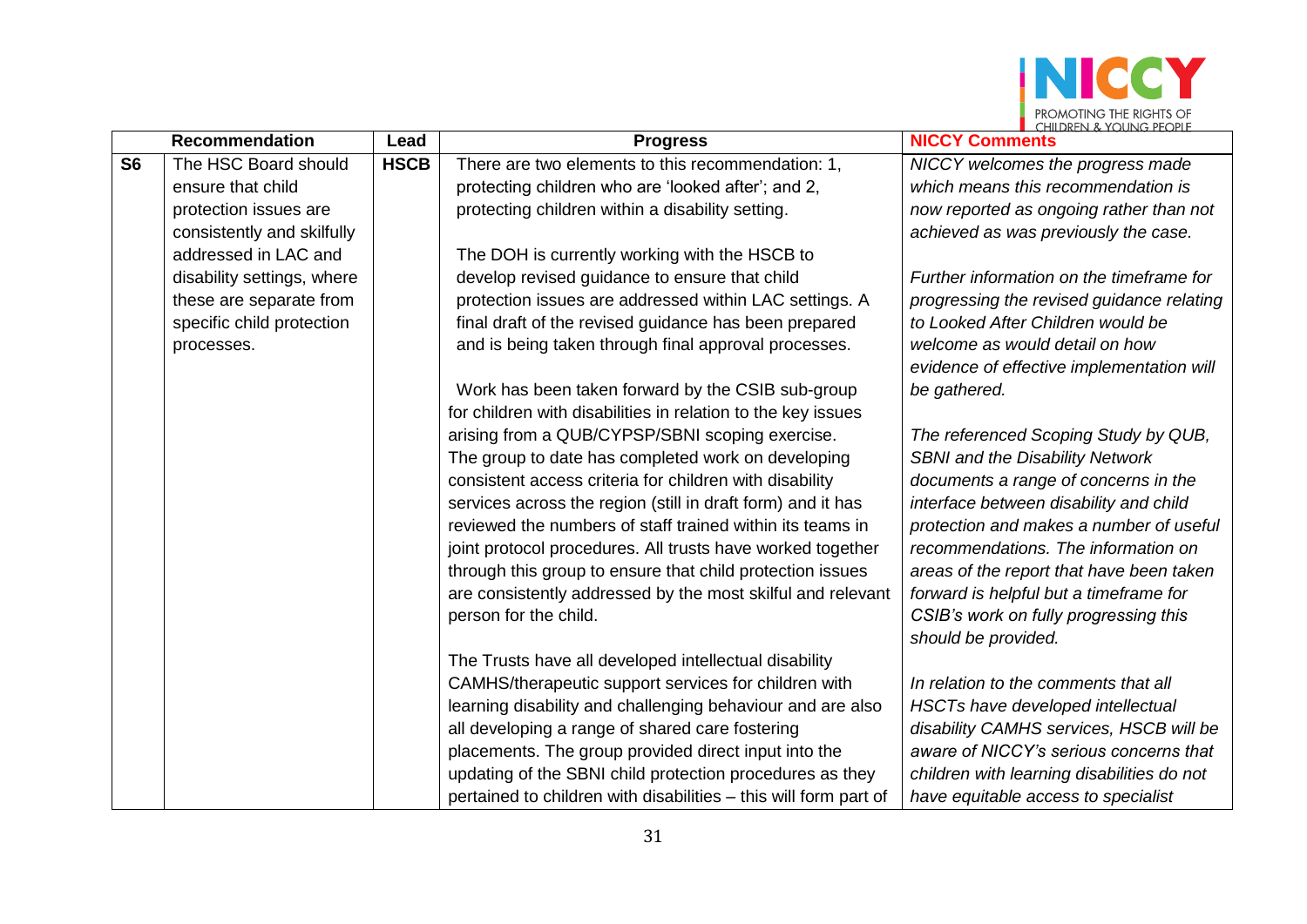| | Recommendation | Lead | Progress | NICCY Comments |
|---|---|---|---|---|
| S6 | The HSC Board should ensure that child protection issues are consistently and skilfully addressed in LAC and disability settings, where these are separate from specific child protection processes. | HSCB | There are two elements to this recommendation: 1, protecting children who are 'looked after'; and 2, protecting children within a disability setting.<br><br>The DOH is currently working with the HSCB to develop revised guidance to ensure that child protection issues are addressed within LAC settings. A final draft of the revised guidance has been prepared and is being taken through final approval processes.<br><br>Work has been taken forward by the CSIB sub-group for children with disabilities in relation to the key issues arising from a QUB/CYPSP/SBNI scoping exercise. The group to date has completed work on developing consistent access criteria for children with disability services across the region (still in draft form) and it has reviewed the numbers of staff trained within its teams in joint protocol procedures. All trusts have worked together through this group to ensure that child protection issues are consistently addressed by the most skilful and relevant person for the child.<br><br>The Trusts have all developed intellectual disability CAMHS/therapeutic support services for children with learning disability and challenging behaviour and are also all developing a range of shared care fostering placements. The group provided direct input into the updating of the SBNI child protection procedures as they pertained to children with disabilities – this will form part of | *NICCY welcomes the progress made which means this recommendation is now reported as ongoing rather than not achieved as was previously the case.*<br><br>*Further information on the timeframe for progressing the revised guidance relating to Looked After Children would be welcome as would detail on how evidence of effective implementation will be gathered.*<br><br>*The referenced Scoping Study by QUB, SBNI and the Disability Network documents a range of concerns in the interface between disability and child protection and makes a number of useful recommendations. The information on areas of the report that have been taken forward is helpful but a timeframe for CSIB's work on fully progressing this should be provided.*<br><br>*In relation to the comments that all HSCTs have developed intellectual disability CAMHS services, HSCB will be aware of NICCY's serious concerns that children with learning disabilities do not have equitable access to specialist* |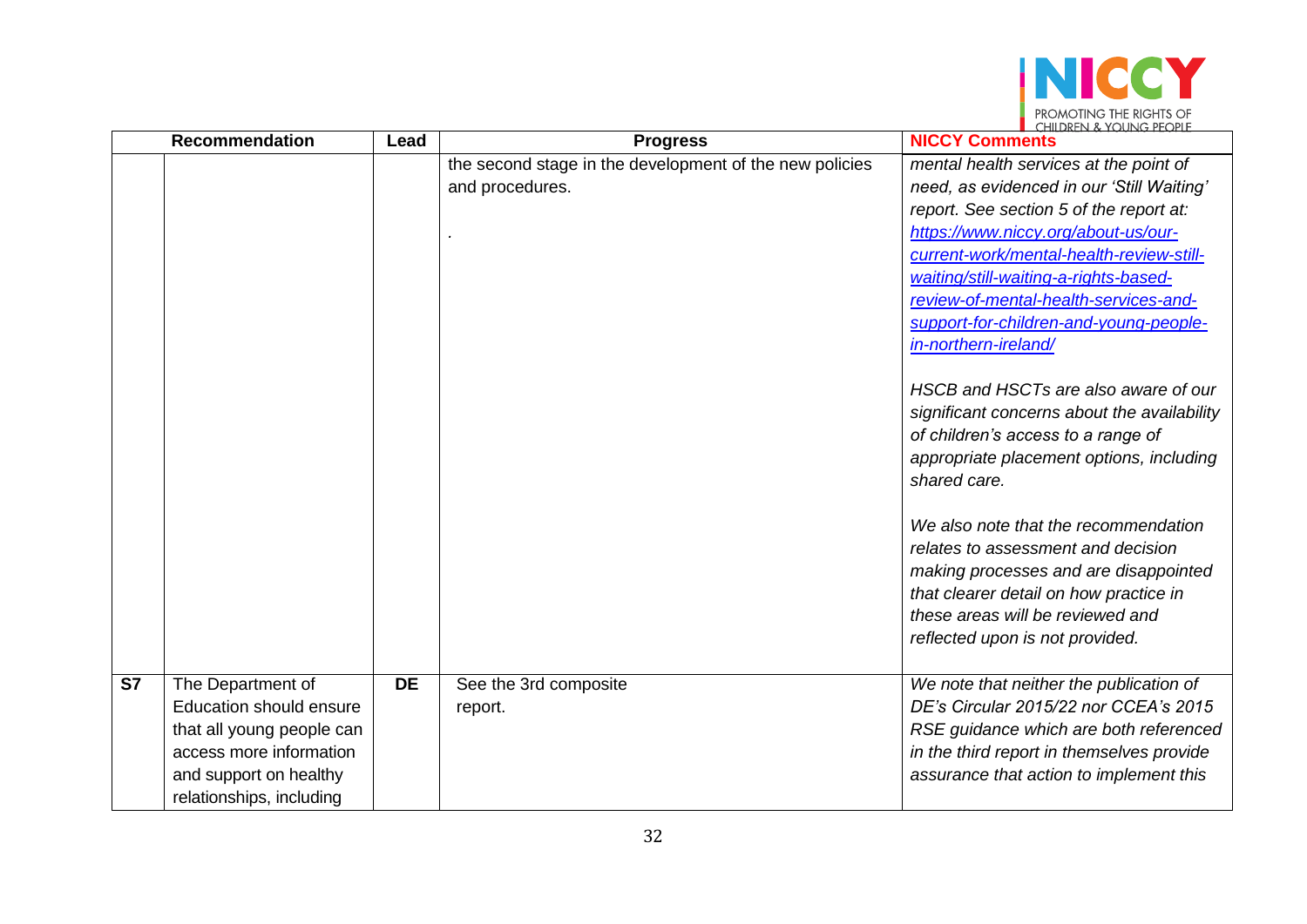| | Recommendation | Lead | Progress | NICCY Comments |
|---|---|---|---|---|
| | | | the second stage in the development of the new policies and procedures.<br><br>. | *mental health services at the point of need, as evidenced in our 'Still Waiting' report. See section 5 of the report at: [https://www.niccy.org/about-us/our-current-work/mental-health-review-still-waiting/still-waiting-a-rights-based-review-of-mental-health-services-and-support-for-children-and-young-people-in-northern-ireland/](https://www.niccy.org/about-us/our-current-work/mental-health-review-still-waiting/still-waiting-a-rights-based-review-of-mental-health-services-and-support-for-children-and-young-people-in-northern-ireland/)*<br><br>*HSCB and HSCTs are also aware of our significant concerns about the availability of children's access to a range of appropriate placement options, including shared care.*<br><br>*We also note that the recommendation relates to assessment and decision making processes and are disappointed that clearer detail on how practice in these areas will be reviewed and reflected upon is not provided.* |
| **S7** | The Department of Education should ensure that all young people can access more information and support on healthy relationships, including | **DE** | See the 3rd composite report. | *We note that neither the publication of DE's Circular 2015/22 nor CCEA's 2015 RSE guidance which are both referenced in the third report in themselves provide assurance that action to implement this* |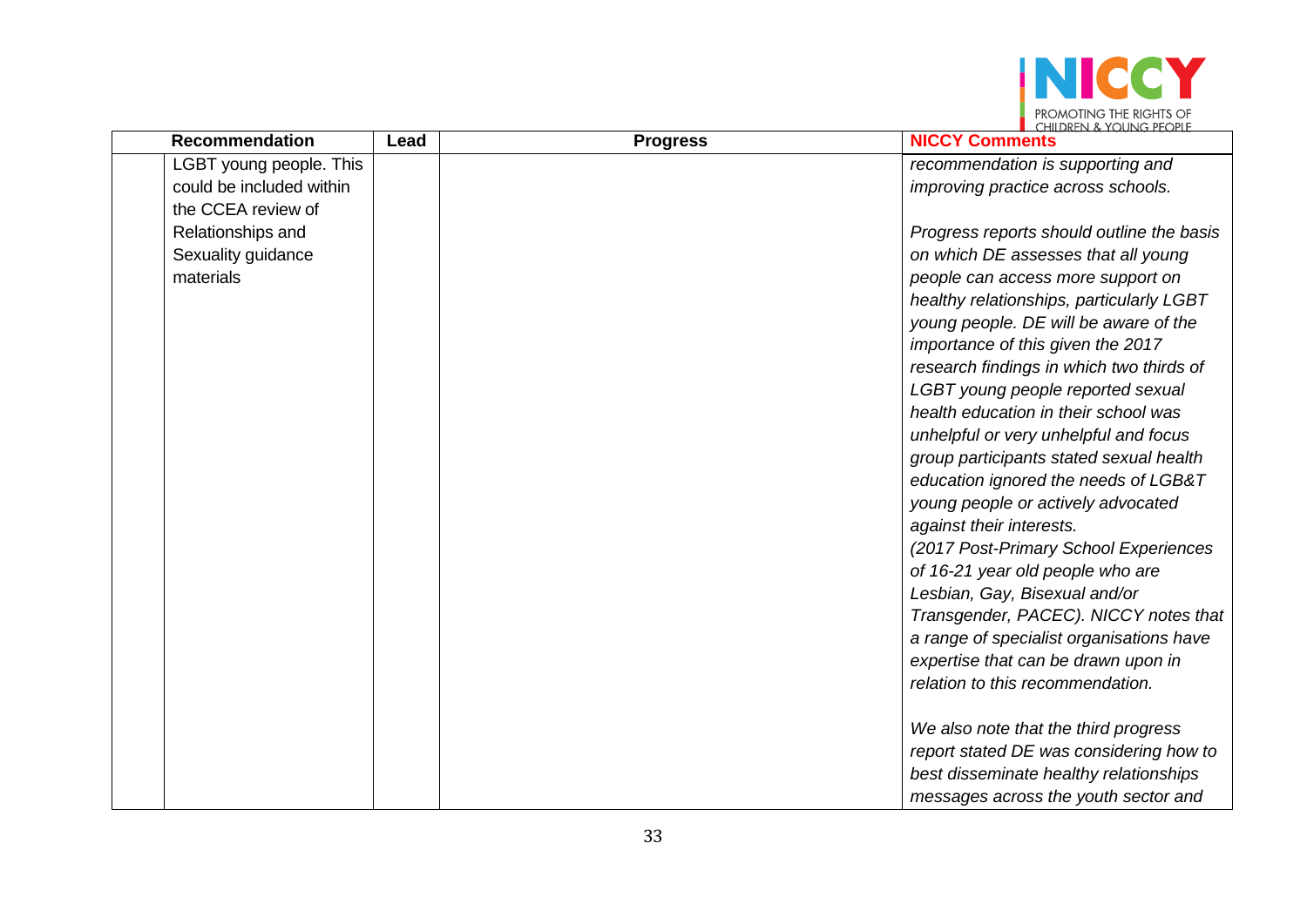| | Recommendation | Lead | Progress | NICCY Comments |
|---|---|---|---|---|
| | LGBT young people. This could be included within the CCEA review of Relationships and Sexuality guidance materials | | | *recommendation is supporting and improving practice across schools.*<br><br>*Progress reports should outline the basis on which DE assesses that all young people can access more support on healthy relationships, particularly LGBT young people. DE will be aware of the importance of this given the 2017 research findings in which two thirds of LGBT young people reported sexual health education in their school was unhelpful or very unhelpful and focus group participants stated sexual health education ignored the needs of LGB&T young people or actively advocated against their interests.*<br>*(2017 Post-Primary School Experiences of 16-21 year old people who are Lesbian, Gay, Bisexual and/or Transgender, PACEC). NICCY notes that a range of specialist organisations have expertise that can be drawn upon in relation to this recommendation.*<br><br>*We also note that the third progress report stated DE was considering how to best disseminate healthy relationships messages across the youth sector and* |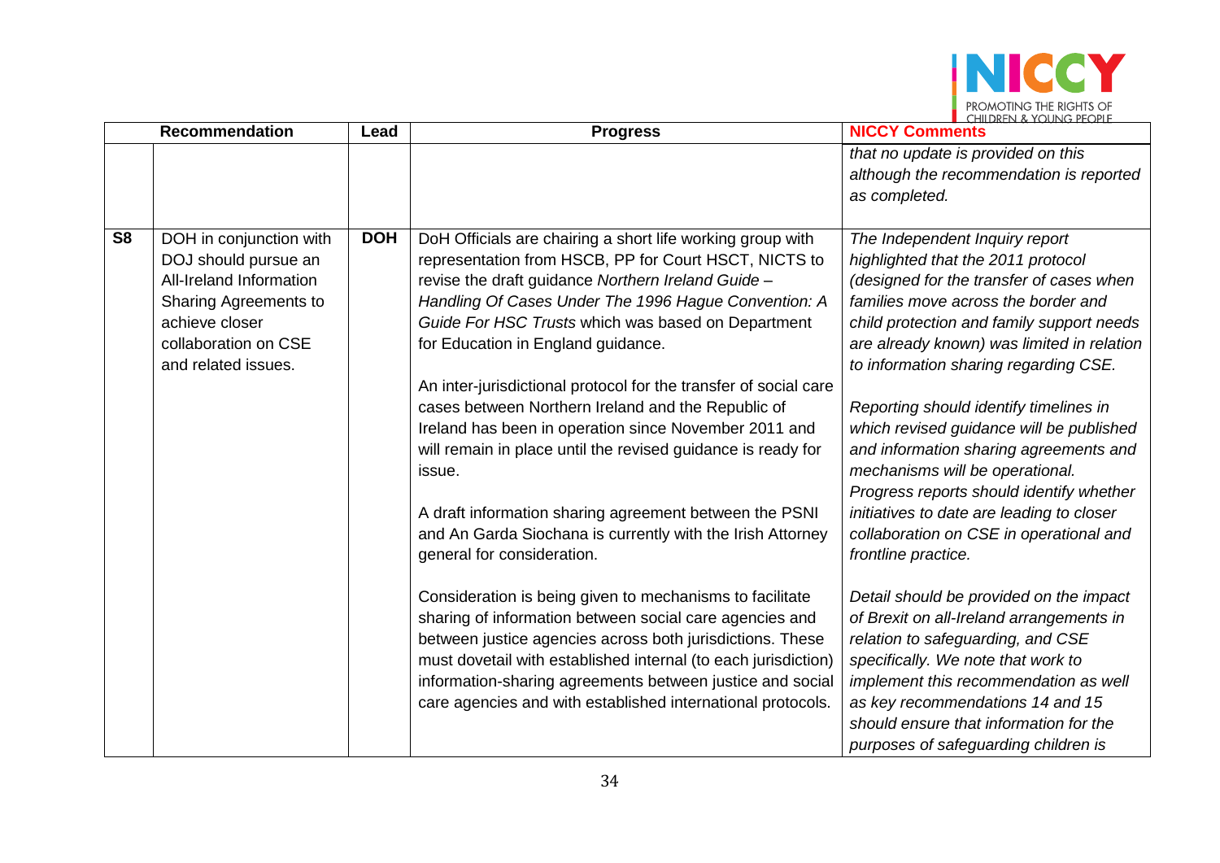|  | Recommendation | Lead | Progress | NICCY Comments |
|---|---|---|---|---|
|  |  |  |  | *that no update is provided on this although the recommendation is reported as completed.* |
| **S8** | DOH in conjunction with DOJ should pursue an All-Ireland Information Sharing Agreements to achieve closer collaboration on CSE and related issues. | **DOH** | DoH Officials are chairing a short life working group with representation from HSCB, PP for Court HSCT, NICTS to revise the draft guidance *Northern Ireland Guide – Handling Of Cases Under The 1996 Hague Convention: A Guide For HSC Trusts* which was based on Department for Education in England guidance.<br><br>An inter-jurisdictional protocol for the transfer of social care cases between Northern Ireland and the Republic of Ireland has been in operation since November 2011 and will remain in place until the revised guidance is ready for issue.<br><br>A draft information sharing agreement between the PSNI and An Garda Siochana is currently with the Irish Attorney general for consideration.<br><br>Consideration is being given to mechanisms to facilitate sharing of information between social care agencies and between justice agencies across both jurisdictions. These must dovetail with established internal (to each jurisdiction) information-sharing agreements between justice and social care agencies and with established international protocols. | *The Independent Inquiry report highlighted that the 2011 protocol (designed for the transfer of cases when families move across the border and child protection and family support needs are already known) was limited in relation to information sharing regarding CSE.*<br><br>*Reporting should identify timelines in which revised guidance will be published and information sharing agreements and mechanisms will be operational. Progress reports should identify whether initiatives to date are leading to closer collaboration on CSE in operational and frontline practice.*<br><br>*Detail should be provided on the impact of Brexit on all-Ireland arrangements in relation to safeguarding, and CSE specifically. We note that work to implement this recommendation as well as key recommendations 14 and 15 should ensure that information for the purposes of safeguarding children is* |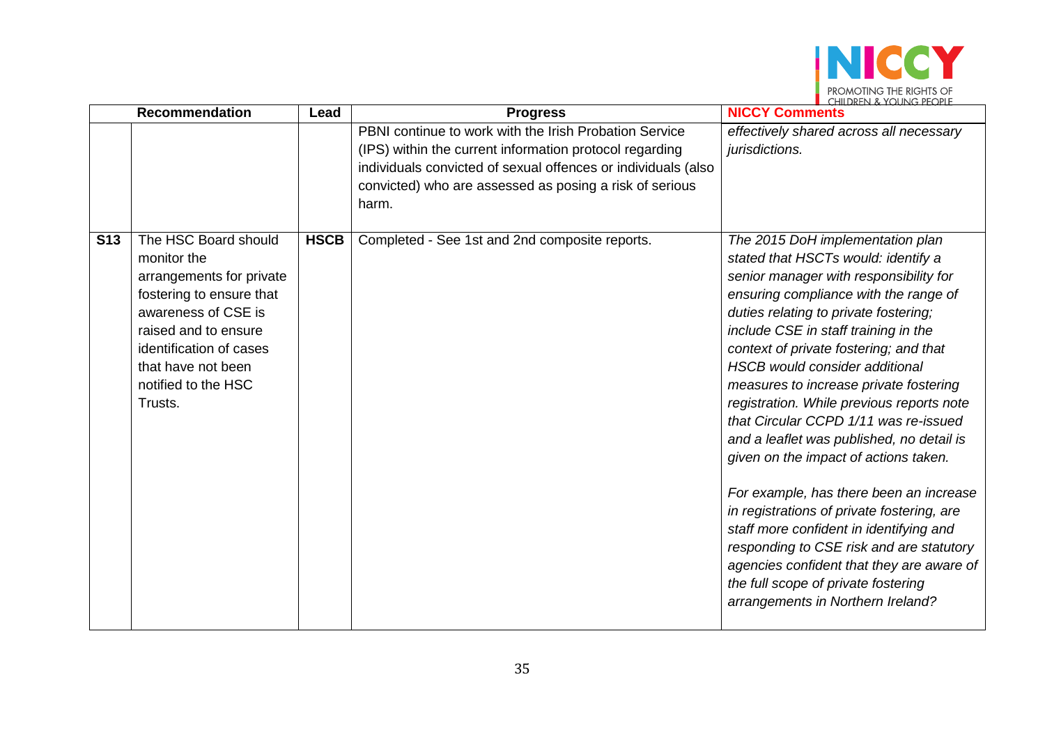| | Recommendation | Lead | Progress | NICCY Comments |
|---|---|---|---|---|
| | | | PBNI continue to work with the Irish Probation Service (IPS) within the current information protocol regarding individuals convicted of sexual offences or individuals (also convicted) who are assessed as posing a risk of serious harm. | *effectively shared across all necessary jurisdictions.* |
| **S13** | The HSC Board should monitor the arrangements for private fostering to ensure that awareness of CSE is raised and to ensure identification of cases that have not been notified to the HSC Trusts. | **HSCB** | Completed - See 1st and 2nd composite reports. | *The 2015 DoH implementation plan stated that HSCTs would: identify a senior manager with responsibility for ensuring compliance with the range of duties relating to private fostering; include CSE in staff training in the context of private fostering; and that HSCB would consider additional measures to increase private fostering registration. While previous reports note that Circular CCPD 1/11 was re-issued and a leaflet was published, no detail is given on the impact of actions taken.*<br><br>*For example, has there been an increase in registrations of private fostering, are staff more confident in identifying and responding to CSE risk and are statutory agencies confident that they are aware of the full scope of private fostering arrangements in Northern Ireland?* |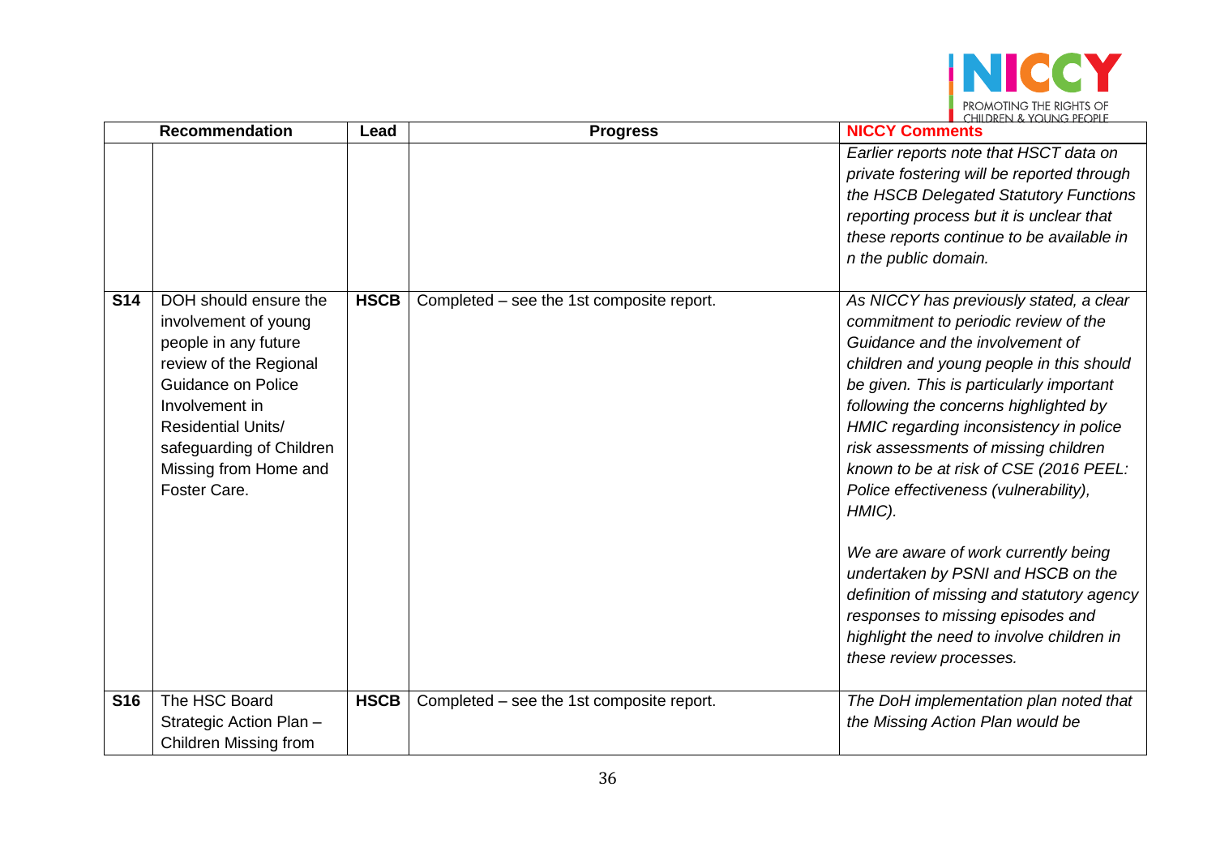| | Recommendation | Lead | Progress | NICCY Comments |
|---|---|---|---|---|
| | | | | *Earlier reports note that HSCT data on private fostering will be reported through the HSCB Delegated Statutory Functions reporting process but it is unclear that these reports continue to be available in n the public domain.* |
| **S14** | DOH should ensure the involvement of young people in any future review of the Regional Guidance on Police Involvement in Residential Units/ safeguarding of Children Missing from Home and Foster Care. | **HSCB** | Completed – see the 1st composite report. | *As NICCY has previously stated, a clear commitment to periodic review of the Guidance and the involvement of children and young people in this should be given. This is particularly important following the concerns highlighted by HMIC regarding inconsistency in police risk assessments of missing children known to be at risk of CSE (2016 PEEL: Police effectiveness (vulnerability), HMIC).*<br><br>*We are aware of work currently being undertaken by PSNI and HSCB on the definition of missing and statutory agency responses to missing episodes and highlight the need to involve children in these review processes.* |
| **S16** | The HSC Board Strategic Action Plan – Children Missing from | **HSCB** | Completed – see the 1st composite report. | *The DoH implementation plan noted that the Missing Action Plan would be* |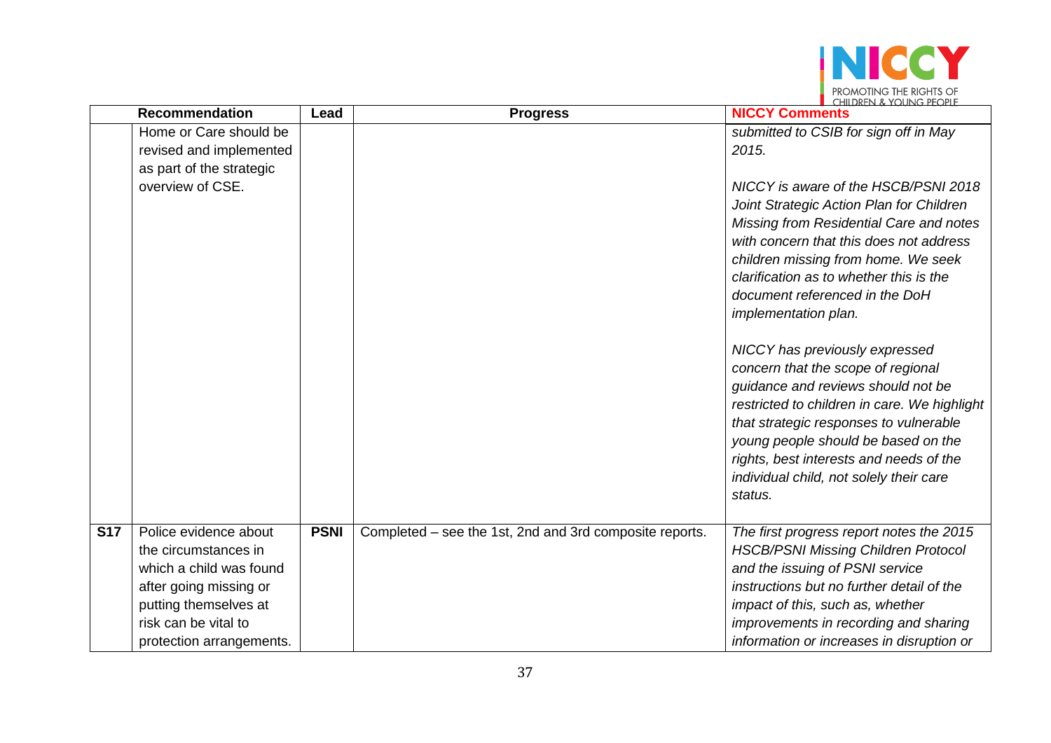| | Recommendation | Lead | Progress | NICCY Comments |
|---|---|---|---|---|
| | Home or Care should be revised and implemented as part of the strategic overview of CSE. | | | *submitted to CSIB for sign off in May 2015.*<br><br>*NICCY is aware of the HSCB/PSNI 2018 Joint Strategic Action Plan for Children Missing from Residential Care and notes with concern that this does not address children missing from home. We seek clarification as to whether this is the document referenced in the DoH implementation plan.*<br><br>*NICCY has previously expressed concern that the scope of regional guidance and reviews should not be restricted to children in care. We highlight that strategic responses to vulnerable young people should be based on the rights, best interests and needs of the individual child, not solely their care status.* |
| **S17** | Police evidence about the circumstances in which a child was found after going missing or putting themselves at risk can be vital to protection arrangements. | **PSNI** | Completed – see the 1st, 2nd and 3rd composite reports. | *The first progress report notes the 2015 HSCB/PSNI Missing Children Protocol and the issuing of PSNI service instructions but no further detail of the impact of this, such as, whether improvements in recording and sharing information or increases in disruption or* |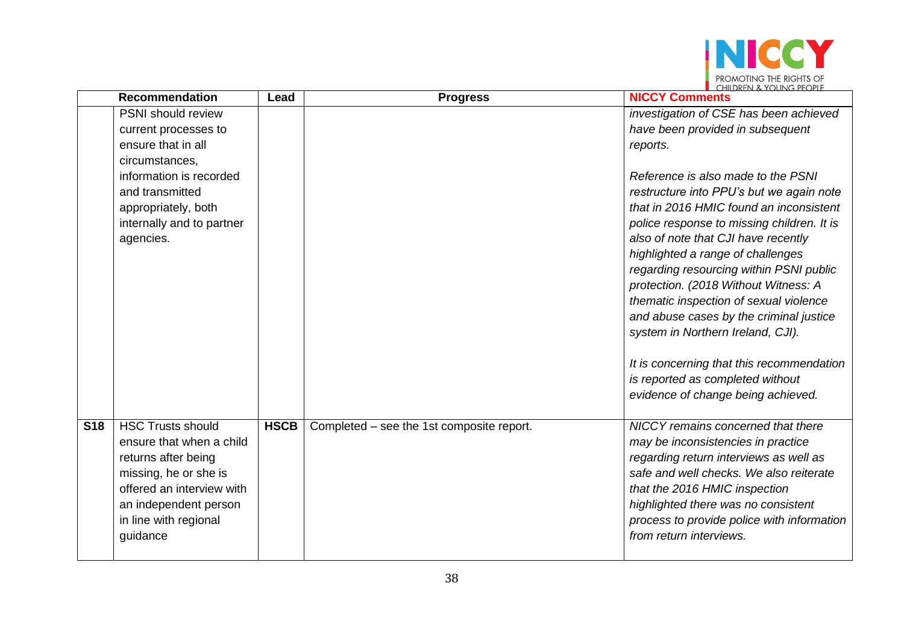| | Recommendation | Lead | Progress | NICCY Comments |
|---|---|---|---|---|
| | PSNI should review current processes to ensure that in all circumstances, information is recorded and transmitted appropriately, both internally and to partner agencies. | | | *investigation of CSE has been achieved have been provided in subsequent reports.*<br><br>*Reference is also made to the PSNI restructure into PPU's but we again note that in 2016 HMIC found an inconsistent police response to missing children. It is also of note that CJI have recently highlighted a range of challenges regarding resourcing within PSNI public protection. (2018 Without Witness: A thematic inspection of sexual violence and abuse cases by the criminal justice system in Northern Ireland, CJI).*<br><br>*It is concerning that this recommendation is reported as completed without evidence of change being achieved.* |
| **S18** | HSC Trusts should ensure that when a child returns after being missing, he or she is offered an interview with an independent person in line with regional guidance | **HSCB** | Completed – see the 1st composite report. | *NICCY remains concerned that there may be inconsistencies in practice regarding return interviews as well as safe and well checks. We also reiterate that the 2016 HMIC inspection highlighted there was no consistent process to provide police with information from return interviews.* |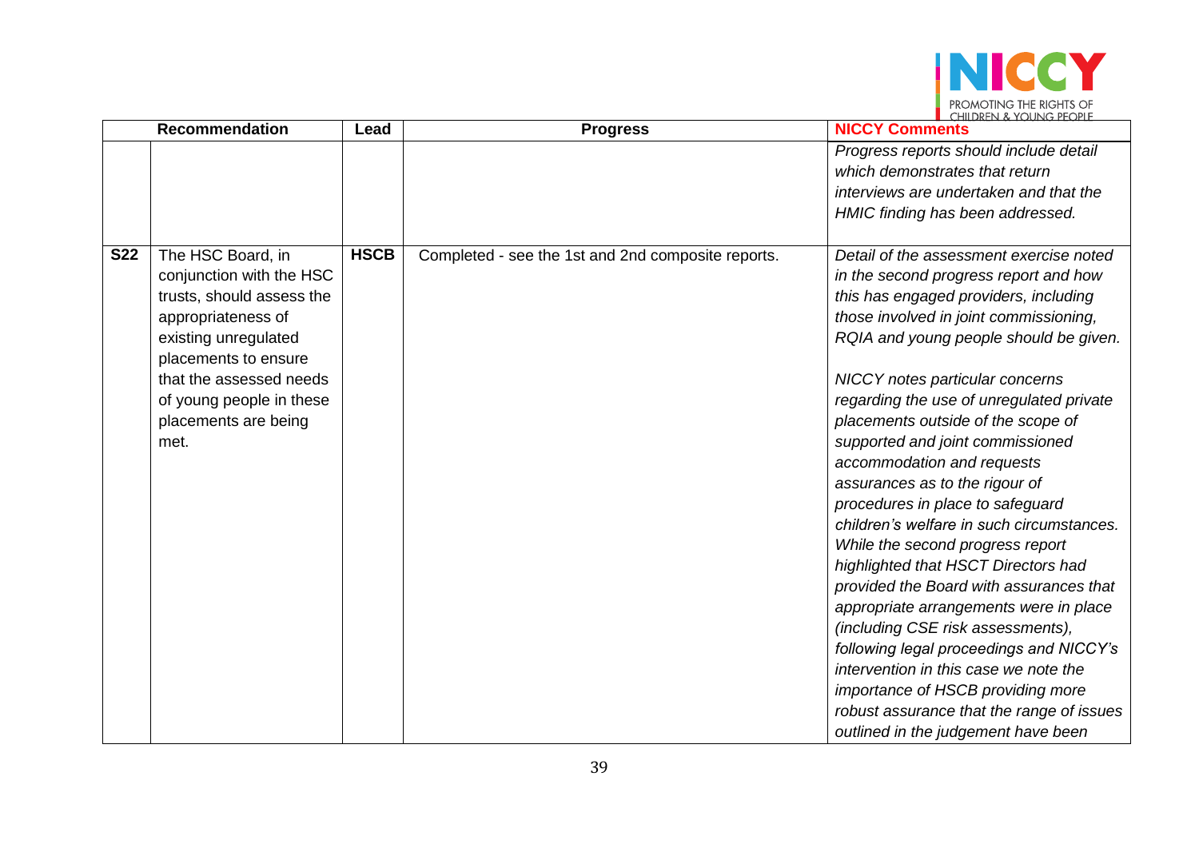| | Recommendation | Lead | Progress | NICCY Comments |
|---|---|---|---|---|
| | | | | *Progress reports should include detail which demonstrates that return interviews are undertaken and that the HMIC finding has been addressed.* |
| **S22** | The HSC Board, in conjunction with the HSC trusts, should assess the appropriateness of existing unregulated placements to ensure that the assessed needs of young people in these placements are being met. | **HSCB** | Completed - see the 1st and 2nd composite reports. | *Detail of the assessment exercise noted in the second progress report and how this has engaged providers, including those involved in joint commissioning, RQIA and young people should be given.*<br><br>*NICCY notes particular concerns regarding the use of unregulated private placements outside of the scope of supported and joint commissioned accommodation and requests assurances as to the rigour of procedures in place to safeguard children's welfare in such circumstances. While the second progress report highlighted that HSCT Directors had provided the Board with assurances that appropriate arrangements were in place (including CSE risk assessments), following legal proceedings and NICCY's intervention in this case we note the importance of HSCB providing more robust assurance that the range of issues outlined in the judgement have been* |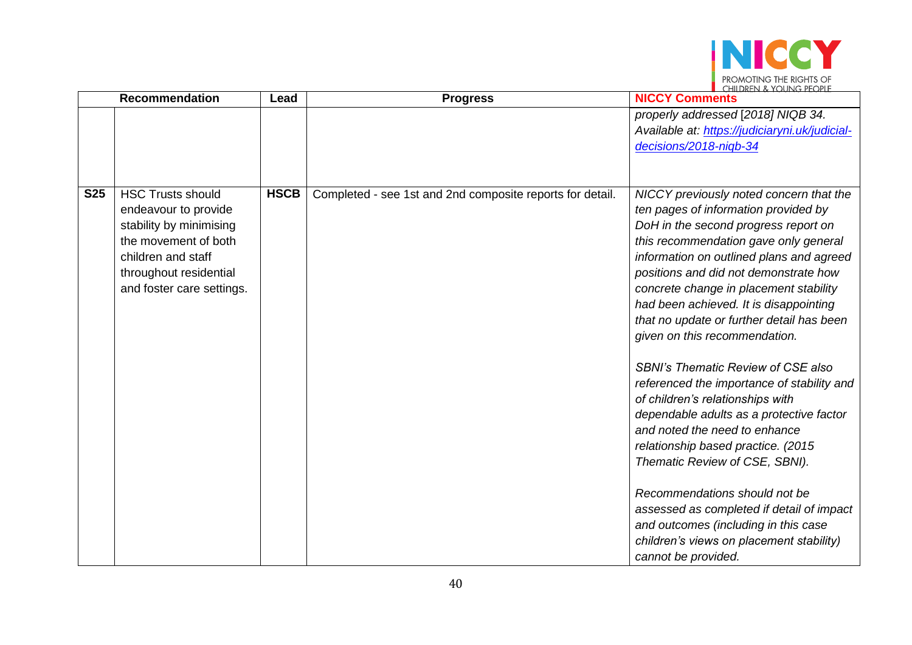| | Recommendation | Lead | Progress | NICCY Comments |
|---|---|---|---|---|
| | | | | *properly addressed [2018] NIQB 34. Available at: [https://judiciaryni.uk/judicial-decisions/2018-niqb-34](https://judiciaryni.uk/judicial-decisions/2018-niqb-34)* |
| **S25** | HSC Trusts should endeavour to provide stability by minimising the movement of both children and staff throughout residential and foster care settings. | **HSCB** | Completed - see 1st and 2nd composite reports for detail. | *NICCY previously noted concern that the ten pages of information provided by DoH in the second progress report on this recommendation gave only general information on outlined plans and agreed positions and did not demonstrate how concrete change in placement stability had been achieved. It is disappointing that no update or further detail has been given on this recommendation.*<br><br>*SBNI's Thematic Review of CSE also referenced the importance of stability and of children's relationships with dependable adults as a protective factor and noted the need to enhance relationship based practice. (2015 Thematic Review of CSE, SBNI).*<br><br>*Recommendations should not be assessed as completed if detail of impact and outcomes (including in this case children's views on placement stability) cannot be provided.* |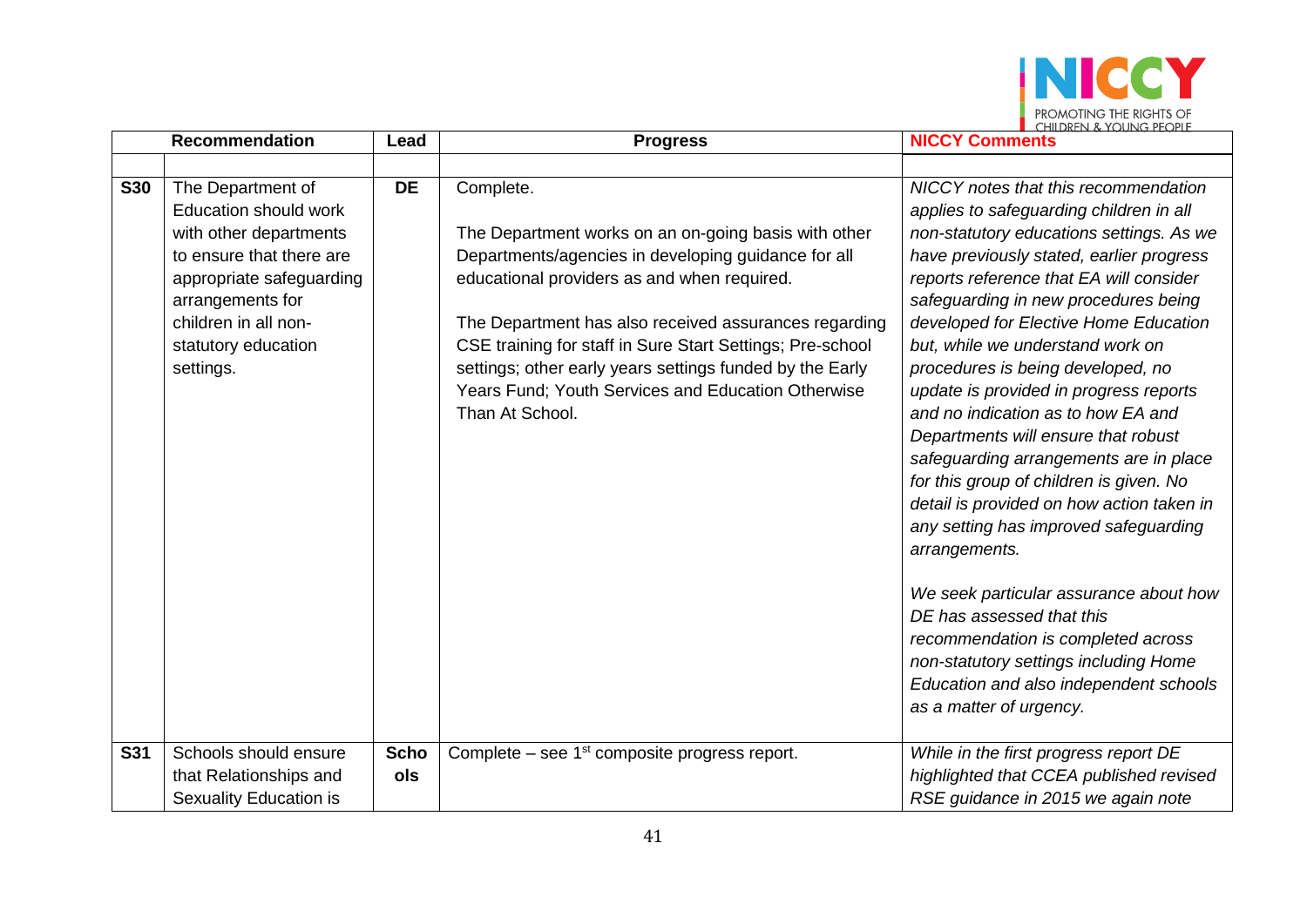| | Recommendation | Lead | Progress | NICCY Comments |
|---|---|---|---|---|
| | | | | |
| **S30** | The Department of Education should work with other departments to ensure that there are appropriate safeguarding arrangements for children in all non-statutory education settings. | **DE** | Complete.<br><br>The Department works on an on-going basis with other Departments/agencies in developing guidance for all educational providers as and when required.<br><br>The Department has also received assurances regarding CSE training for staff in Sure Start Settings; Pre-school settings; other early years settings funded by the Early Years Fund; Youth Services and Education Otherwise Than At School. | *NICCY notes that this recommendation applies to safeguarding children in all non-statutory educations settings. As we have previously stated, earlier progress reports reference that EA will consider safeguarding in new procedures being developed for Elective Home Education but, while we understand work on procedures is being developed, no update is provided in progress reports and no indication as to how EA and Departments will ensure that robust safeguarding arrangements are in place for this group of children is given. No detail is provided on how action taken in any setting has improved safeguarding arrangements.*<br><br>*We seek particular assurance about how DE has assessed that this recommendation is completed across non-statutory settings including Home Education and also independent schools as a matter of urgency.* |
| **S31** | Schools should ensure that Relationships and Sexuality Education is | **Schools** | Complete – see 1st composite progress report. | *While in the first progress report DE highlighted that CCEA published revised RSE guidance in 2015 we again note* |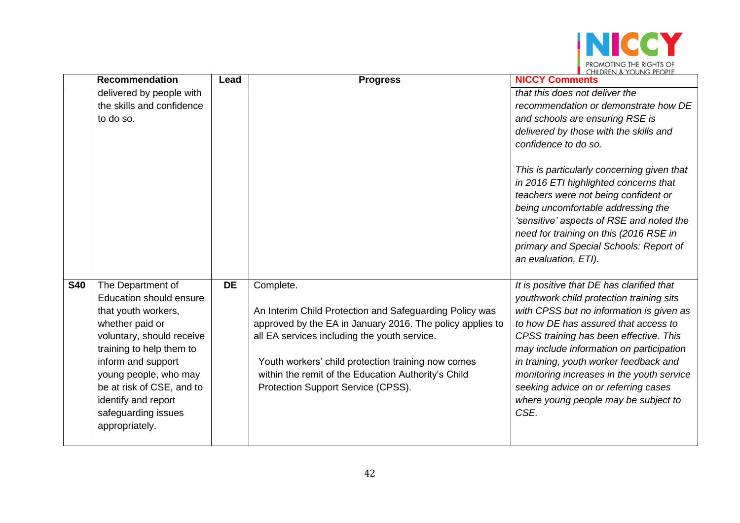| | Recommendation | Lead | Progress | NICCY Comments |
|---|---|---|---|---|
| | delivered by people with the skills and confidence to do so. | | | *that this does not deliver the recommendation or demonstrate how DE and schools are ensuring RSE is delivered by those with the skills and confidence to do so.*<br><br>*This is particularly concerning given that in 2016 ETI highlighted concerns that teachers were not being confident or being uncomfortable addressing the 'sensitive' aspects of RSE and noted the need for training on this (2016 RSE in primary and Special Schools: Report of an evaluation, ETI).* |
| **S40** | The Department of Education should ensure that youth workers, whether paid or voluntary, should receive training to help them to inform and support young people, who may be at risk of CSE, and to identify and report safeguarding issues appropriately. | **DE** | Complete.<br><br>An Interim Child Protection and Safeguarding Policy was approved by the EA in January 2016. The policy applies to all EA services including the youth service.<br><br>Youth workers' child protection training now comes within the remit of the Education Authority's Child Protection Support Service (CPSS). | *It is positive that DE has clarified that youthwork child protection training sits with CPSS but no information is given as to how DE has assured that access to CPSS training has been effective. This may include information on participation in training, youth worker feedback and monitoring increases in the youth service seeking advice on or referring cases where young people may be subject to CSE.* |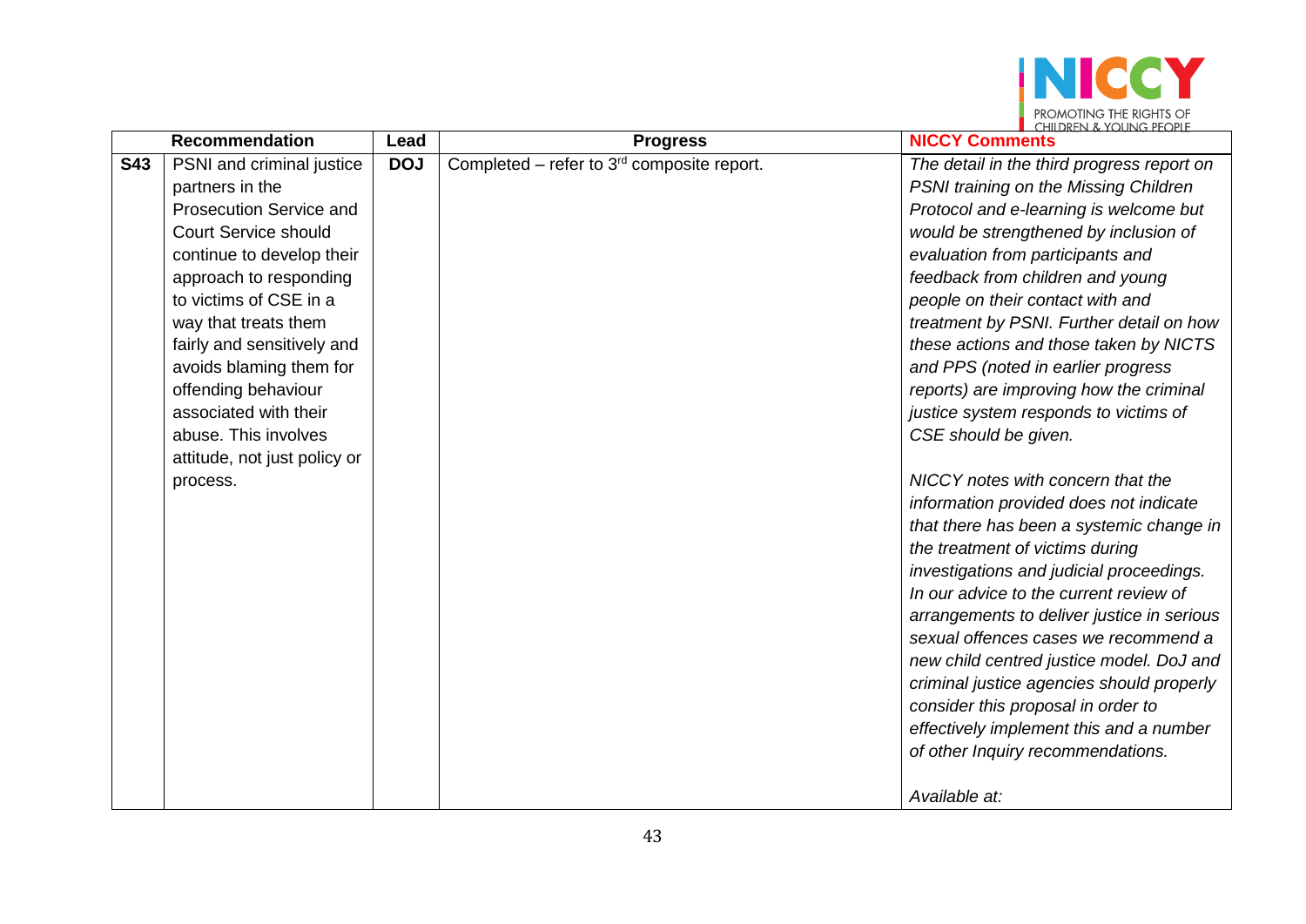| | Recommendation | Lead | Progress | NICCY Comments |
|---|---|---|---|---|
| **S43** | PSNI and criminal justice partners in the Prosecution Service and Court Service should continue to develop their approach to responding to victims of CSE in a way that treats them fairly and sensitively and avoids blaming them for offending behaviour associated with their abuse. This involves attitude, not just policy or process. | **DOJ** | Completed – refer to 3rd composite report. | *The detail in the third progress report on PSNI training on the Missing Children Protocol and e-learning is welcome but would be strengthened by inclusion of evaluation from participants and feedback from children and young people on their contact with and treatment by PSNI. Further detail on how these actions and those taken by NICTS and PPS (noted in earlier progress reports) are improving how the criminal justice system responds to victims of CSE should be given.*<br><br>*NICCY notes with concern that the information provided does not indicate that there has been a systemic change in the treatment of victims during investigations and judicial proceedings. In our advice to the current review of arrangements to deliver justice in serious sexual offences cases we recommend a new child centred justice model. DoJ and criminal justice agencies should properly consider this proposal in order to effectively implement this and a number of other Inquiry recommendations.*<br><br>*Available at:* |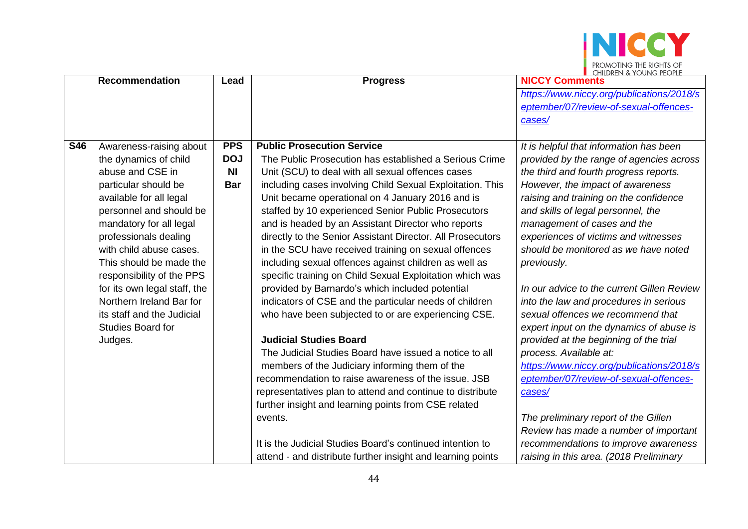| | Recommendation | Lead | Progress | NICCY Comments |
|---|---|---|---|---|
| | | | | *https://www.niccy.org/publications/2018/september/07/review-of-sexual-offences-cases/* |
| **S46** | Awareness-raising about the dynamics of child abuse and CSE in particular should be available for all legal personnel and should be mandatory for all legal professionals dealing with child abuse cases. This should be made the responsibility of the PPS for its own legal staff, the Northern Ireland Bar for its staff and the Judicial Studies Board for Judges. | **PPS DOJ NI Bar** | **Public Prosecution Service**<br>The Public Prosecution has established a Serious Crime Unit (SCU) to deal with all sexual offences cases including cases involving Child Sexual Exploitation. This Unit became operational on 4 January 2016 and is staffed by 10 experienced Senior Public Prosecutors and is headed by an Assistant Director who reports directly to the Senior Assistant Director. All Prosecutors in the SCU have received training on sexual offences including sexual offences against children as well as specific training on Child Sexual Exploitation which was provided by Barnardo's which included potential indicators of CSE and the particular needs of children who have been subjected to or are experiencing CSE.<br><br>**Judicial Studies Board**<br>The Judicial Studies Board have issued a notice to all members of the Judiciary informing them of the recommendation to raise awareness of the issue. JSB representatives plan to attend and continue to distribute further insight and learning points from CSE related events.<br><br>It is the Judicial Studies Board's continued intention to attend - and distribute further insight and learning points | *It is helpful that information has been provided by the range of agencies across the third and fourth progress reports. However, the impact of awareness raising and training on the confidence and skills of legal personnel, the management of cases and the experiences of victims and witnesses should be monitored as we have noted previously.*<br><br>*In our advice to the current Gillen Review into the law and procedures in serious sexual offences we recommend that expert input on the dynamics of abuse is provided at the beginning of the trial process. Available at: https://www.niccy.org/publications/2018/september/07/review-of-sexual-offences-cases/*<br><br>*The preliminary report of the Gillen Review has made a number of important recommendations to improve awareness raising in this area. (2018 Preliminary* |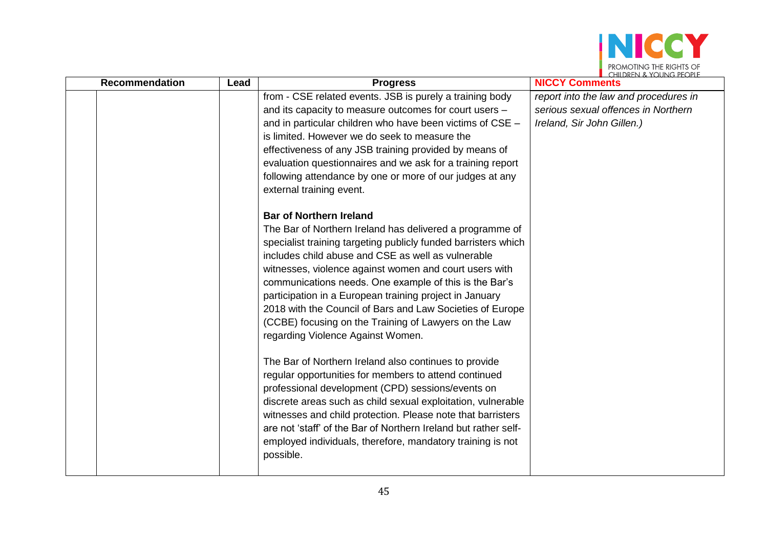| Recommendation | Lead | Progress | NICCY Comments |
|---|---|---|---|
| | | from - CSE related events. JSB is purely a training body and its capacity to measure outcomes for court users – and in particular children who have been victims of CSE – is limited. However we do seek to measure the effectiveness of any JSB training provided by means of evaluation questionnaires and we ask for a training report following attendance by one or more of our judges at any external training event.<br><br>**Bar of Northern Ireland**<br>The Bar of Northern Ireland has delivered a programme of specialist training targeting publicly funded barristers which includes child abuse and CSE as well as vulnerable witnesses, violence against women and court users with communications needs. One example of this is the Bar's participation in a European training project in January 2018 with the Council of Bars and Law Societies of Europe (CCBE) focusing on the Training of Lawyers on the Law regarding Violence Against Women.<br><br>The Bar of Northern Ireland also continues to provide regular opportunities for members to attend continued professional development (CPD) sessions/events on discrete areas such as child sexual exploitation, vulnerable witnesses and child protection. Please note that barristers are not 'staff' of the Bar of Northern Ireland but rather self-employed individuals, therefore, mandatory training is not possible. | *report into the law and procedures in serious sexual offences in Northern Ireland, Sir John Gillen.)* |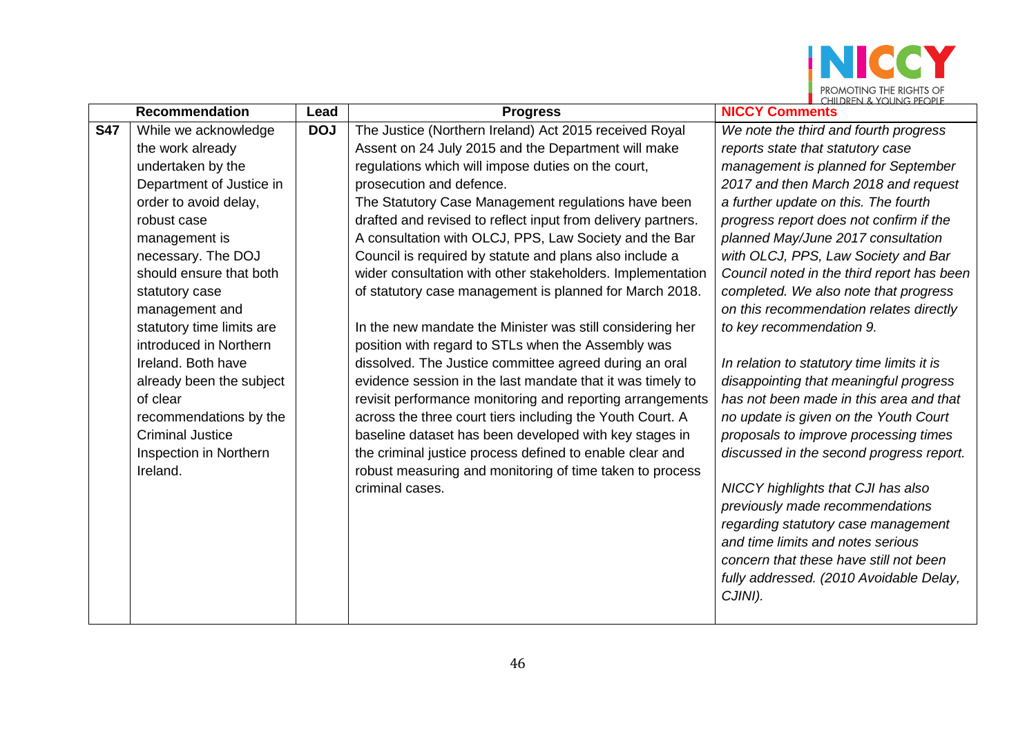| | Recommendation | Lead | Progress | NICCY Comments |
|---|---|---|---|---|
| **S47** | While we acknowledge the work already undertaken by the Department of Justice in order to avoid delay, robust case management is necessary. The DOJ should ensure that both statutory case management and statutory time limits are introduced in Northern Ireland. Both have already been the subject of clear recommendations by the Criminal Justice Inspection in Northern Ireland. | **DOJ** | The Justice (Northern Ireland) Act 2015 received Royal Assent on 24 July 2015 and the Department will make regulations which will impose duties on the court, prosecution and defence.<br>The Statutory Case Management regulations have been drafted and revised to reflect input from delivery partners. A consultation with OLCJ, PPS, Law Society and the Bar Council is required by statute and plans also include a wider consultation with other stakeholders. Implementation of statutory case management is planned for March 2018.<br><br>In the new mandate the Minister was still considering her position with regard to STLs when the Assembly was dissolved. The Justice committee agreed during an oral evidence session in the last mandate that it was timely to revisit performance monitoring and reporting arrangements across the three court tiers including the Youth Court. A baseline dataset has been developed with key stages in the criminal justice process defined to enable clear and robust measuring and monitoring of time taken to process criminal cases. | *We note the third and fourth progress reports state that statutory case management is planned for September 2017 and then March 2018 and request a further update on this. The fourth progress report does not confirm if the planned May/June 2017 consultation with OLCJ, PPS, Law Society and Bar Council noted in the third report has been completed. We also note that progress on this recommendation relates directly to key recommendation 9.*<br><br>*In relation to statutory time limits it is disappointing that meaningful progress has not been made in this area and that no update is given on the Youth Court proposals to improve processing times discussed in the second progress report.*<br><br>*NICCY highlights that CJI has also previously made recommendations regarding statutory case management and time limits and notes serious concern that these have still not been fully addressed. (2010 Avoidable Delay, CJINI).* |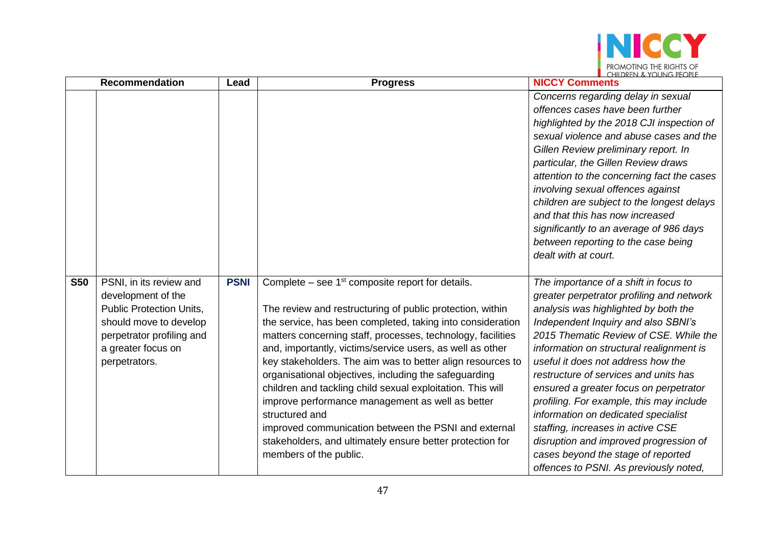| | Recommendation | Lead | Progress | NICCY Comments |
|---|---|---|---|---|
| | | | | *Concerns regarding delay in sexual offences cases have been further highlighted by the 2018 CJI inspection of sexual violence and abuse cases and the Gillen Review preliminary report. In particular, the Gillen Review draws attention to the concerning fact the cases involving sexual offences against children are subject to the longest delays and that this has now increased significantly to an average of 986 days between reporting to the case being dealt with at court.* |
| **S50** | PSNI, in its review and development of the Public Protection Units, should move to develop perpetrator profiling and a greater focus on perpetrators. | **PSNI** | Complete – see 1st composite report for details.<br><br>The review and restructuring of public protection, within the service, has been completed, taking into consideration matters concerning staff, processes, technology, facilities and, importantly, victims/service users, as well as other key stakeholders. The aim was to better align resources to organisational objectives, including the safeguarding children and tackling child sexual exploitation. This will improve performance management as well as better structured and improved communication between the PSNI and external stakeholders, and ultimately ensure better protection for members of the public. | *The importance of a shift in focus to greater perpetrator profiling and network analysis was highlighted by both the Independent Inquiry and also SBNI's 2015 Thematic Review of CSE. While the information on structural realignment is useful it does not address how the restructure of services and units has ensured a greater focus on perpetrator profiling. For example, this may include information on dedicated specialist staffing, increases in active CSE disruption and improved progression of cases beyond the stage of reported offences to PSNI. As previously noted,* |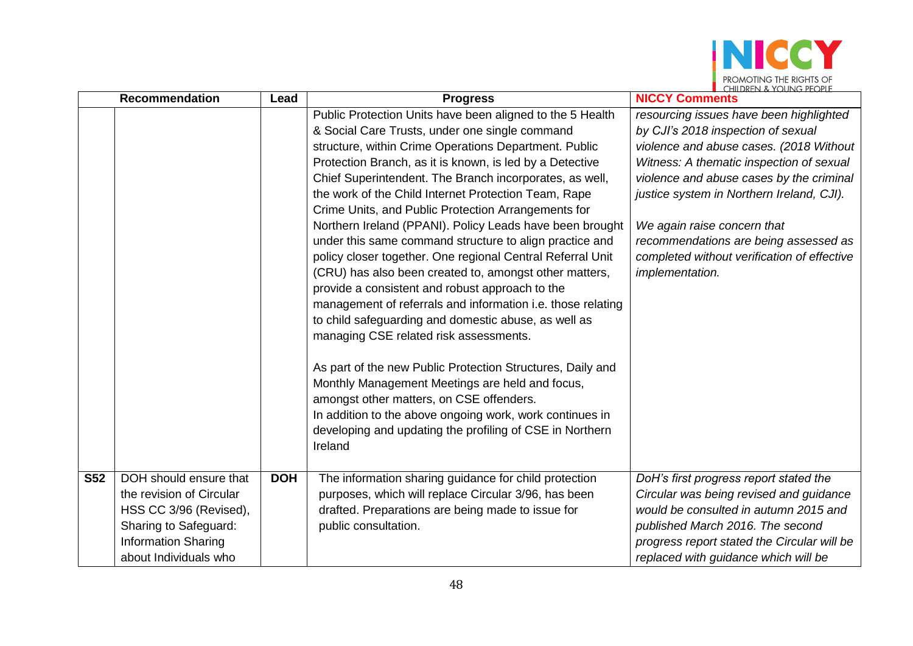| | Recommendation | Lead | Progress | NICCY Comments |
|---|---|---|---|---|
| | | | Public Protection Units have been aligned to the 5 Health & Social Care Trusts, under one single command structure, within Crime Operations Department. Public Protection Branch, as it is known, is led by a Detective Chief Superintendent. The Branch incorporates, as well, the work of the Child Internet Protection Team, Rape Crime Units, and Public Protection Arrangements for Northern Ireland (PPANI). Policy Leads have been brought under this same command structure to align practice and policy closer together. One regional Central Referral Unit (CRU) has also been created to, amongst other matters, provide a consistent and robust approach to the management of referrals and information i.e. those relating to child safeguarding and domestic abuse, as well as managing CSE related risk assessments.<br><br>As part of the new Public Protection Structures, Daily and Monthly Management Meetings are held and focus, amongst other matters, on CSE offenders.<br>In addition to the above ongoing work, work continues in developing and updating the profiling of CSE in Northern Ireland | *resourcing issues have been highlighted by CJI's 2018 inspection of sexual violence and abuse cases. (2018 Without Witness: A thematic inspection of sexual violence and abuse cases by the criminal justice system in Northern Ireland, CJI).*<br><br>*We again raise concern that recommendations are being assessed as completed without verification of effective implementation.* |
| **S52** | DOH should ensure that the revision of Circular HSS CC 3/96 (Revised), Sharing to Safeguard: Information Sharing about Individuals who | **DOH** | The information sharing guidance for child protection purposes, which will replace Circular 3/96, has been drafted. Preparations are being made to issue for public consultation. | *DoH's first progress report stated the Circular was being revised and guidance would be consulted in autumn 2015 and published March 2016. The second progress report stated the Circular will be replaced with guidance which will be* |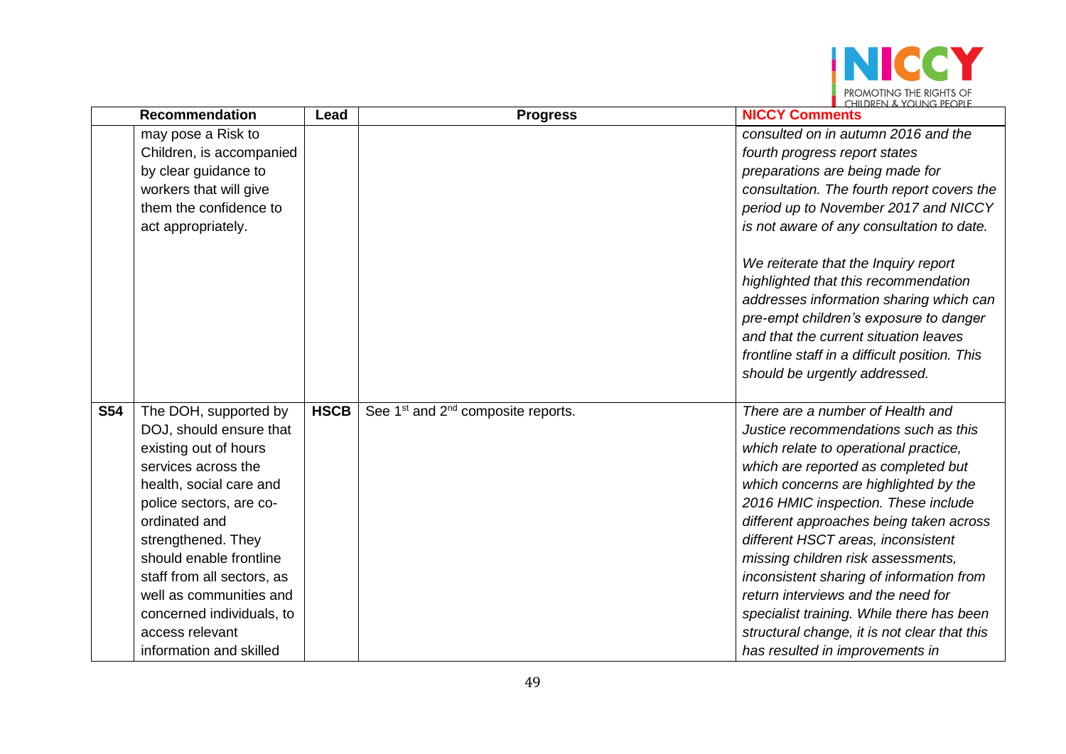| | Recommendation | Lead | Progress | NICCY Comments |
|---|---|---|---|---|
| | may pose a Risk to Children, is accompanied by clear guidance to workers that will give them the confidence to act appropriately. | | | *consulted on in autumn 2016 and the fourth progress report states preparations are being made for consultation. The fourth report covers the period up to November 2017 and NICCY is not aware of any consultation to date.*<br><br>*We reiterate that the Inquiry report highlighted that this recommendation addresses information sharing which can pre-empt children's exposure to danger and that the current situation leaves frontline staff in a difficult position. This should be urgently addressed.* |
| **S54** | The DOH, supported by DOJ, should ensure that existing out of hours services across the health, social care and police sectors, are co-ordinated and strengthened. They should enable frontline staff from all sectors, as well as communities and concerned individuals, to access relevant information and skilled | **HSCB** | See 1st and 2nd composite reports. | *There are a number of Health and Justice recommendations such as this which relate to operational practice, which are reported as completed but which concerns are highlighted by the 2016 HMIC inspection. These include different approaches being taken across different HSCT areas, inconsistent missing children risk assessments, inconsistent sharing of information from return interviews and the need for specialist training. While there has been structural change, it is not clear that this has resulted in improvements in* |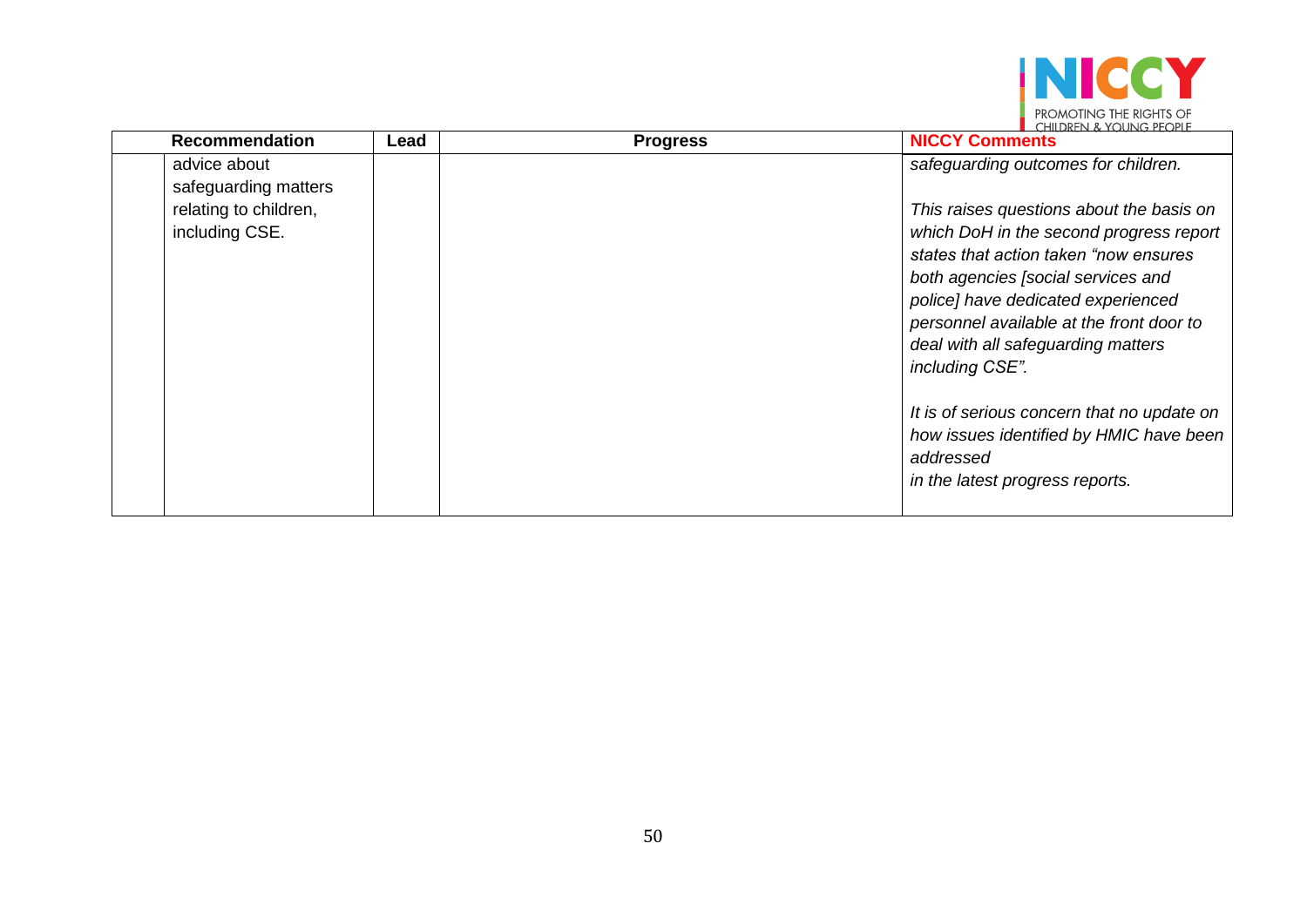| | Recommendation | Lead | Progress | NICCY Comments |
|---|---|---|---|---|
| | advice about safeguarding matters relating to children, including CSE. | | | *safeguarding outcomes for children.*<br><br>*This raises questions about the basis on which DoH in the second progress report states that action taken "now ensures both agencies [social services and police] have dedicated experienced personnel available at the front door to deal with all safeguarding matters including CSE".*<br><br>*It is of serious concern that no update on how issues identified by HMIC have been addressed in the latest progress reports.* |